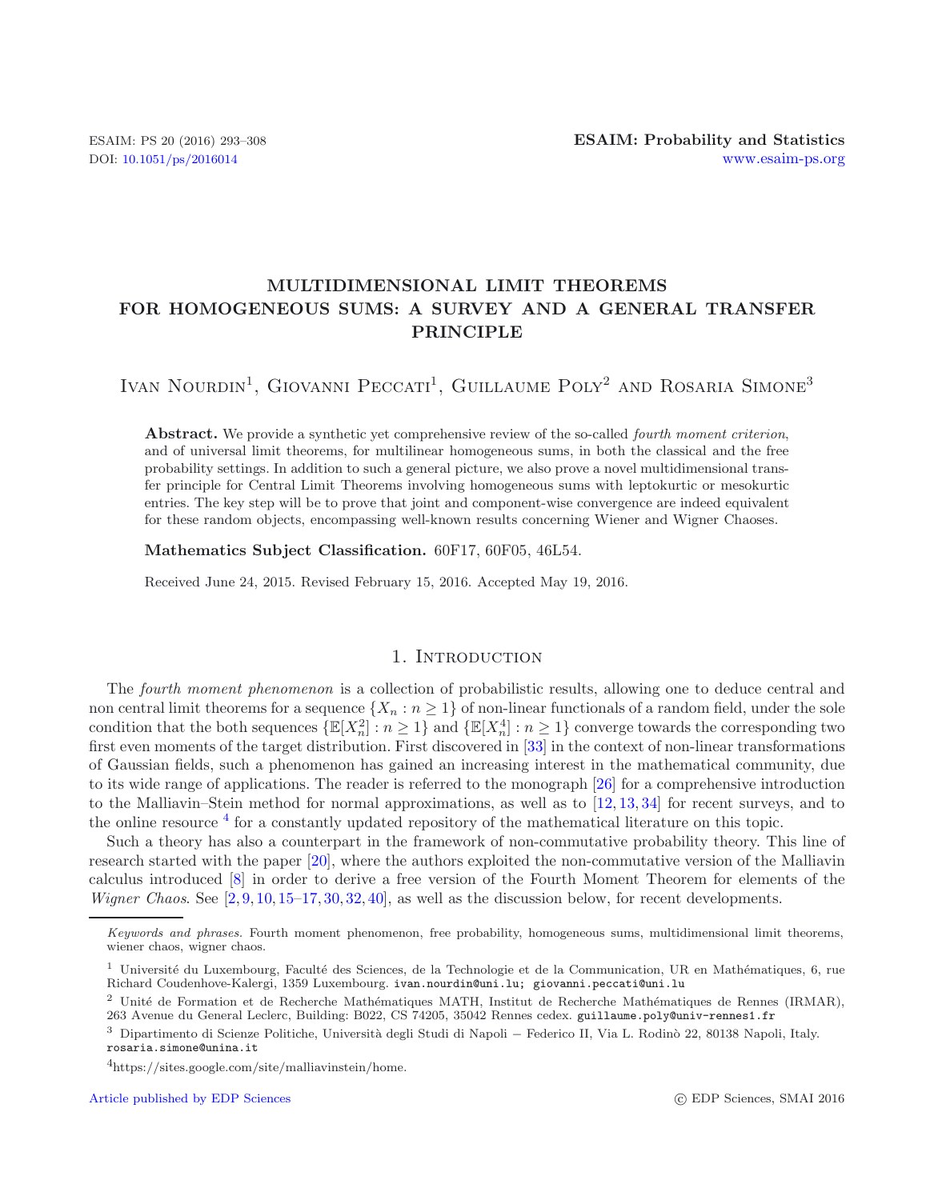# MULTIDIMENSIONAL LIMIT THEOREMS FOR HOMOGENEOUS SUMS: A SURVEY AND A GENERAL TRANSFER PRINCIPLE

Ivan Nourdin[1], Giovanni Peccati[1], Guillaume Poly[2] and Rosaria Simone[3]

**Abstract.** We provide a synthetic yet comprehensive review of the so-called *fourth moment criterion*, and of universal limit theorems, for multilinear homogeneous sums, in both the classical and the free probability settings. In addition to such a general picture, we also prove a novel multidimensional transfer principle for Central Limit Theorems involving homogeneous sums with leptokurtic or mesokurtic entries. The key step will be to prove that joint and component-wise convergence are indeed equivalent for these random objects, encompassing well-known results concerning Wiener and Wigner Chaoses.

**Mathematics Subject Classification.** 60F17, 60F05, 46L54.

Received June 24, 2015. Revised February 15, 2016. Accepted May 19, 2016.

## 1. Introduction

The *fourth moment phenomenon* is a collection of probabilistic results, allowing one to deduce central and non central limit theorems for a sequence $\{X_n : n \geq 1\}$ of non-linear functionals of a random field, under the sole condition that the both sequences $\{\mathbb{E}[X_n^2] : n \geq 1\}$ and $\{\mathbb{E}[X_n^4] : n \geq 1\}$ converge towards the corresponding two first even moments of the target distribution. First discovered in [33] in the context of non-linear transformations of Gaussian fields, such a phenomenon has gained an increasing interest in the mathematical community, due to its wide range of applications. The reader is referred to the monograph [26] for a comprehensive introduction to the Malliavin–Stein method for normal approximations, as well as to [12, 13, 34] for recent surveys, and to the online resource [4] for a constantly updated repository of the mathematical literature on this topic.

Such a theory has also a counterpart in the framework of non-commutative probability theory. This line of research started with the paper [20], where the authors exploited the non-commutative version of the Malliavin calculus introduced [8] in order to derive a free version of the Fourth Moment Theorem for elements of the *Wigner Chaos*. See [2, 9, 10, 15–17, 30, 32, 40], as well as the discussion below, for recent developments.

---

*Keywords and phrases.* Fourth moment phenomenon, free probability, homogeneous sums, multidimensional limit theorems, wiener chaos, wigner chaos.

[1] Université du Luxembourg, Faculté des Sciences, de la Technologie et de la Communication, UR en Mathématiques, 6, rue Richard Coudenhove-Kalergi, 1359 Luxembourg. ivan.nourdin@uni.lu; giovanni.peccati@uni.lu

[2] Unité de Formation et de Recherche Mathématiques MATH, Institut de Recherche Mathématiques de Rennes (IRMAR), 263 Avenue du General Leclerc, Building: B022, CS 74205, 35042 Rennes cedex. guillaume.poly@univ-rennes1.fr

[3] Dipartimento di Scienze Politiche, Università degli Studi di Napoli − Federico II, Via L. Rodinò 22, 80138 Napoli, Italy. rosaria.simone@unina.it

[4] https://sites.google.com/site/malliavinstein/home.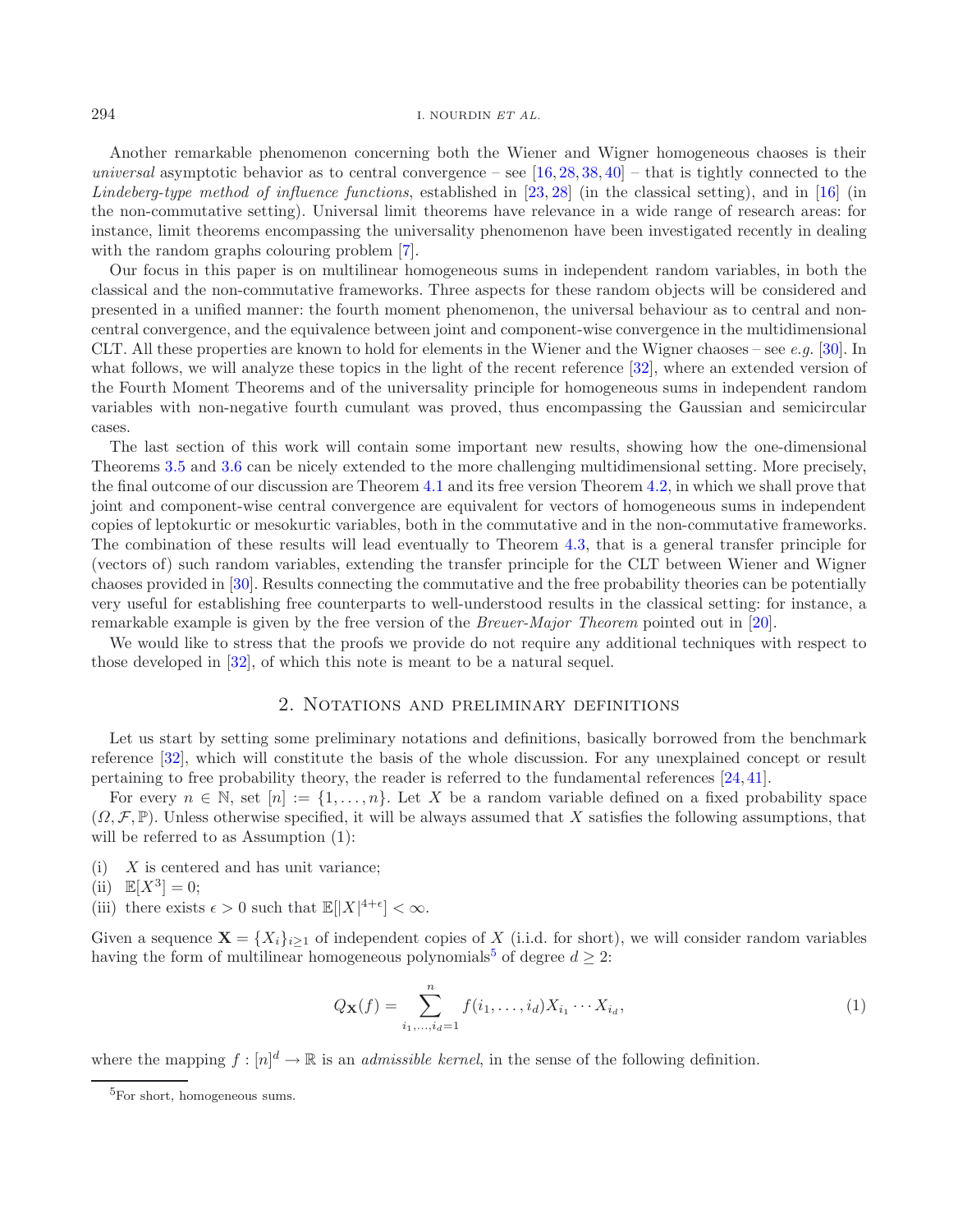Another remarkable phenomenon concerning both the Wiener and Wigner homogeneous chaoses is their *universal* asymptotic behavior as to central convergence – see [16, 28, 38, 40] – that is tightly connected to the *Lindeberg-type method of influence functions*, established in [23, 28] (in the classical setting), and in [16] (in the non-commutative setting). Universal limit theorems have relevance in a wide range of research areas: for instance, limit theorems encompassing the universality phenomenon have been investigated recently in dealing with the random graphs colouring problem [7].

Our focus in this paper is on multilinear homogeneous sums in independent random variables, in both the classical and the non-commutative frameworks. Three aspects for these random objects will be considered and presented in a unified manner: the fourth moment phenomenon, the universal behaviour as to central and non-central convergence, and the equivalence between joint and component-wise convergence in the multidimensional CLT. All these properties are known to hold for elements in the Wiener and the Wigner chaoses – see *e.g.* [30]. In what follows, we will analyze these topics in the light of the recent reference [32], where an extended version of the Fourth Moment Theorems and of the universality principle for homogeneous sums in independent random variables with non-negative fourth cumulant was proved, thus encompassing the Gaussian and semicircular cases.

The last section of this work will contain some important new results, showing how the one-dimensional Theorems 3.5 and 3.6 can be nicely extended to the more challenging multidimensional setting. More precisely, the final outcome of our discussion are Theorem 4.1 and its free version Theorem 4.2, in which we shall prove that joint and component-wise central convergence are equivalent for vectors of homogeneous sums in independent copies of leptokurtic or mesokurtic variables, both in the commutative and in the non-commutative frameworks. The combination of these results will lead eventually to Theorem 4.3, that is a general transfer principle for (vectors of) such random variables, extending the transfer principle for the CLT between Wiener and Wigner chaoses provided in [30]. Results connecting the commutative and the free probability theories can be potentially very useful for establishing free counterparts to well-understood results in the classical setting: for instance, a remarkable example is given by the free version of the *Breuer-Major Theorem* pointed out in [20].

We would like to stress that the proofs we provide do not require any additional techniques with respect to those developed in [32], of which this note is meant to be a natural sequel.

## 2. Notations and preliminary definitions

Let us start by setting some preliminary notations and definitions, basically borrowed from the benchmark reference [32], which will constitute the basis of the whole discussion. For any unexplained concept or result pertaining to free probability theory, the reader is referred to the fundamental references [24, 41].

For every $n \in \mathbb{N}$, set $[n] := \{1, \ldots, n\}$. Let $X$ be a random variable defined on a fixed probability space $(\Omega, \mathcal{F}, \mathbb{P})$. Unless otherwise specified, it will be always assumed that $X$ satisfies the following assumptions, that will be referred to as Assumption (1):

(i) $X$ is centered and has unit variance;
(ii) $\mathbb{E}[X^3] = 0$;
(iii) there exists $\epsilon > 0$ such that $\mathbb{E}[|X|^{4+\epsilon}] < \infty$.

Given a sequence $\mathbf{X} = \{X_i\}_{i \geq 1}$ of independent copies of $X$ (i.i.d. for short), we will consider random variables having the form of multilinear homogeneous polynomials[5] of degree $d \geq 2$:

$$Q_{\mathbf{X}}(f) = \sum_{i_1, \ldots, i_d = 1}^{n} f(i_1, \ldots, i_d) X_{i_1} \cdots X_{i_d}, \tag{1}$$

where the mapping $f : [n]^d \to \mathbb{R}$ is an *admissible kernel*, in the sense of the following definition.

[5] For short, homogeneous sums.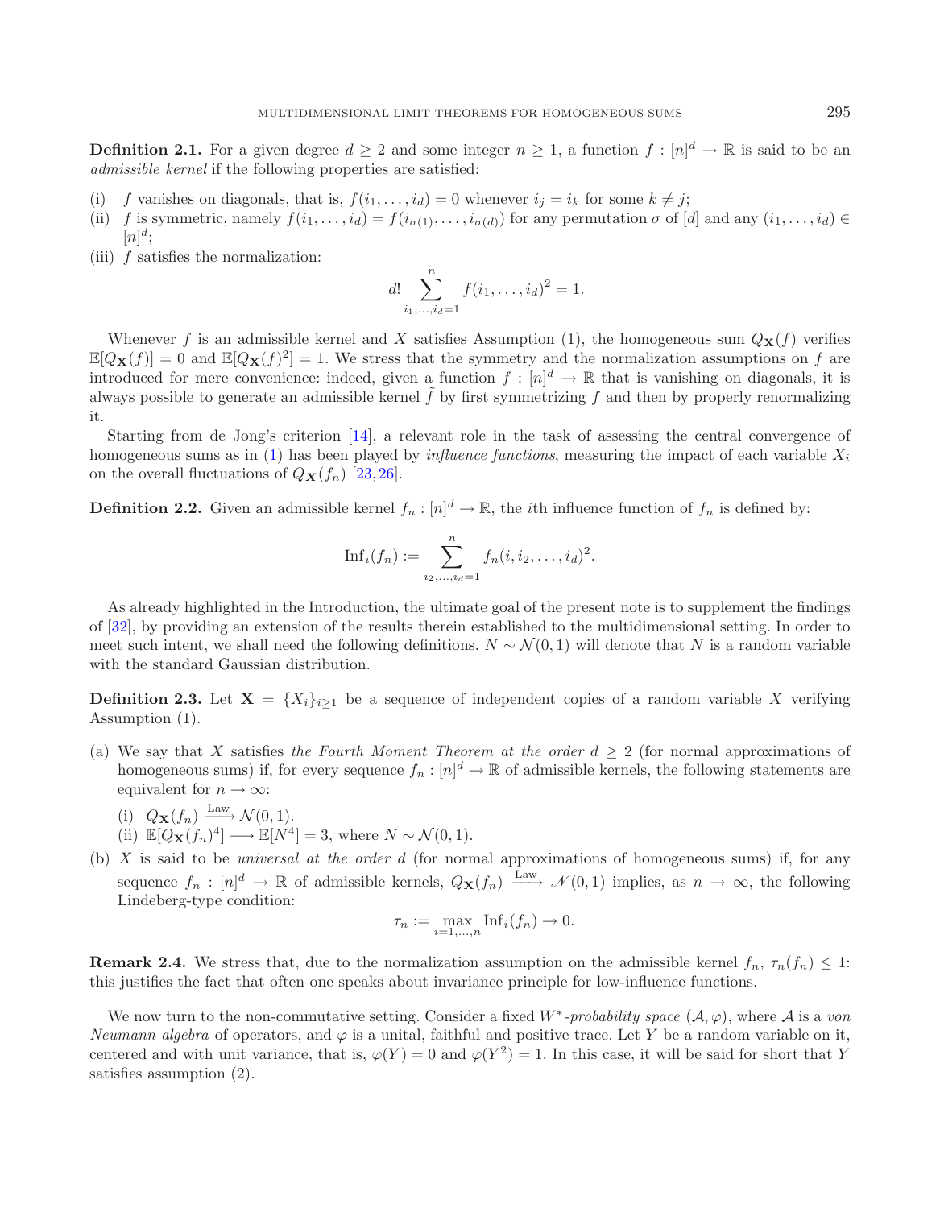**Definition 2.1.** For a given degree $d \geq 2$ and some integer $n \geq 1$, a function $f : [n]^d \to \mathbb{R}$ is said to be an *admissible kernel* if the following properties are satisfied:

(i) $f$ vanishes on diagonals, that is, $f(i_1, \ldots, i_d) = 0$ whenever $i_j = i_k$ for some $k \neq j$;
(ii) $f$ is symmetric, namely $f(i_1, \ldots, i_d) = f(i_{\sigma(1)}, \ldots, i_{\sigma(d)})$ for any permutation $\sigma$ of $[d]$ and any $(i_1, \ldots, i_d) \in [n]^d$;
(iii) $f$ satisfies the normalization:

$$d! \sum_{i_1, \ldots, i_d = 1}^{n} f(i_1, \ldots, i_d)^2 = 1.$$

Whenever $f$ is an admissible kernel and $X$ satisfies Assumption (1), the homogeneous sum $Q_{\mathbf{X}}(f)$ verifies $\mathbb{E}[Q_{\mathbf{X}}(f)] = 0$ and $\mathbb{E}[Q_{\mathbf{X}}(f)^2] = 1$. We stress that the symmetry and the normalization assumptions on $f$ are introduced for mere convenience: indeed, given a function $f : [n]^d \to \mathbb{R}$ that is vanishing on diagonals, it is always possible to generate an admissible kernel $\tilde{f}$ by first symmetrizing $f$ and then by properly renormalizing it.

Starting from de Jong's criterion [14], a relevant role in the task of assessing the central convergence of homogeneous sums as in (1) has been played by *influence functions*, measuring the impact of each variable $X_i$ on the overall fluctuations of $Q_{\mathbf{X}}(f_n)$ [23, 26].

**Definition 2.2.** Given an admissible kernel $f_n : [n]^d \to \mathbb{R}$, the $i$th influence function of $f_n$ is defined by:

$$\mathrm{Inf}_i(f_n) := \sum_{i_2, \ldots, i_d = 1}^{n} f_n(i, i_2, \ldots, i_d)^2.$$

As already highlighted in the Introduction, the ultimate goal of the present note is to supplement the findings of [32], by providing an extension of the results therein established to the multidimensional setting. In order to meet such intent, we shall need the following definitions. $N \sim \mathcal{N}(0,1)$ will denote that $N$ is a random variable with the standard Gaussian distribution.

**Definition 2.3.** Let $\mathbf{X} = \{X_i\}_{i \geq 1}$ be a sequence of independent copies of a random variable $X$ verifying Assumption (1).

(a) We say that $X$ satisfies *the Fourth Moment Theorem at the order* $d \geq 2$ (for normal approximations of homogeneous sums) if, for every sequence $f_n : [n]^d \to \mathbb{R}$ of admissible kernels, the following statements are equivalent for $n \to \infty$:

   (i) $Q_{\mathbf{X}}(f_n) \xrightarrow{\text{Law}} \mathcal{N}(0,1)$.
   (ii) $\mathbb{E}[Q_{\mathbf{X}}(f_n)^4] \longrightarrow \mathbb{E}[N^4] = 3$, where $N \sim \mathcal{N}(0,1)$.

(b) $X$ is said to be *universal at the order* $d$ (for normal approximations of homogeneous sums) if, for any sequence $f_n : [n]^d \to \mathbb{R}$ of admissible kernels, $Q_{\mathbf{X}}(f_n) \xrightarrow{\text{Law}} \mathscr{N}(0,1)$ implies, as $n \to \infty$, the following Lindeberg-type condition:

$$\tau_n := \max_{i=1,\ldots,n} \mathrm{Inf}_i(f_n) \to 0.$$

**Remark 2.4.** We stress that, due to the normalization assumption on the admissible kernel $f_n$, $\tau_n(f_n) \leq 1$: this justifies the fact that often one speaks about invariance principle for low-influence functions.

We now turn to the non-commutative setting. Consider a fixed $W^*$-*probability space* $(\mathcal{A}, \varphi)$, where $\mathcal{A}$ is a *von Neumann algebra* of operators, and $\varphi$ is a unital, faithful and positive trace. Let $Y$ be a random variable on it, centered and with unit variance, that is, $\varphi(Y) = 0$ and $\varphi(Y^2) = 1$. In this case, it will be said for short that $Y$ satisfies assumption (2).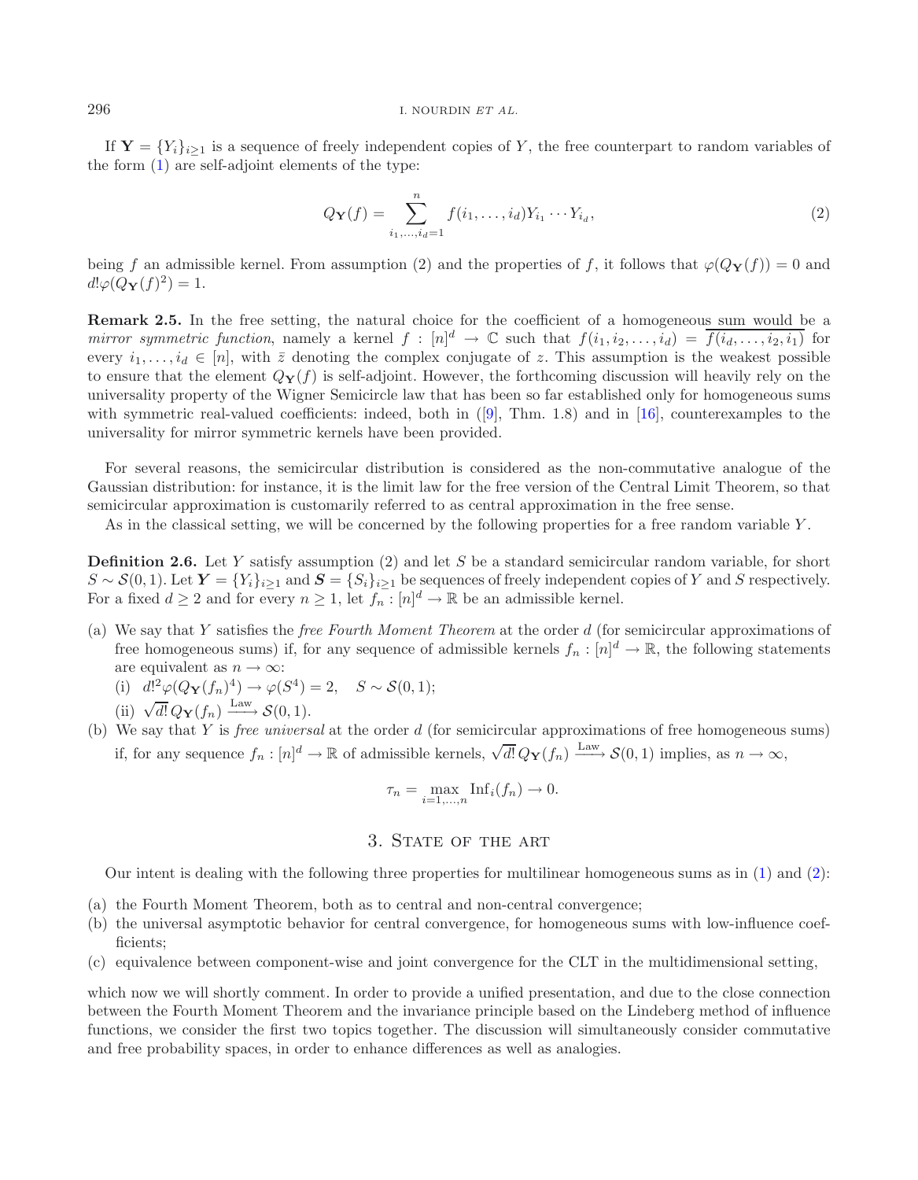If $\mathbf{Y} = \{Y_i\}_{i\geq 1}$ is a sequence of freely independent copies of $Y$, the free counterpart to random variables of the form (1) are self-adjoint elements of the type:

$$Q_{\mathbf{Y}}(f) = \sum_{i_1,\ldots,i_d=1}^{n} f(i_1,\ldots,i_d) Y_{i_1}\cdots Y_{i_d}, \tag{2}$$

being $f$ an admissible kernel. From assumption (2) and the properties of $f$, it follows that $\varphi(Q_{\mathbf{Y}}(f)) = 0$ and $d!\varphi(Q_{\mathbf{Y}}(f)^2) = 1$.

**Remark 2.5.** In the free setting, the natural choice for the coefficient of a homogeneous sum would be a *mirror symmetric function*, namely a kernel $f : [n]^d \to \mathbb{C}$ such that $f(i_1, i_2, \ldots, i_d) = \overline{f(i_d, \ldots, i_2, i_1)}$ for every $i_1, \ldots, i_d \in [n]$, with $\bar{z}$ denoting the complex conjugate of $z$. This assumption is the weakest possible to ensure that the element $Q_{\mathbf{Y}}(f)$ is self-adjoint. However, the forthcoming discussion will heavily rely on the universality property of the Wigner Semicircle law that has been so far established only for homogeneous sums with symmetric real-valued coefficients: indeed, both in ([9], Thm. 1.8) and in [16], counterexamples to the universality for mirror symmetric kernels have been provided.

For several reasons, the semicircular distribution is considered as the non-commutative analogue of the Gaussian distribution: for instance, it is the limit law for the free version of the Central Limit Theorem, so that semicircular approximation is customarily referred to as central approximation in the free sense.

As in the classical setting, we will be concerned by the following properties for a free random variable $Y$.

**Definition 2.6.** Let $Y$ satisfy assumption (2) and let $S$ be a standard semicircular random variable, for short $S \sim \mathcal{S}(0,1)$. Let $\boldsymbol{Y} = \{Y_i\}_{i\geq 1}$ and $\boldsymbol{S} = \{S_i\}_{i\geq 1}$ be sequences of freely independent copies of $Y$ and $S$ respectively. For a fixed $d \geq 2$ and for every $n \geq 1$, let $f_n : [n]^d \to \mathbb{R}$ be an admissible kernel.

(a) We say that $Y$ satisfies the *free Fourth Moment Theorem* at the order $d$ (for semicircular approximations of free homogeneous sums) if, for any sequence of admissible kernels $f_n : [n]^d \to \mathbb{R}$, the following statements are equivalent as $n \to \infty$:
   (i) $d!^2\varphi(Q_{\mathbf{Y}}(f_n)^4) \to \varphi(S^4) = 2, \quad S \sim \mathcal{S}(0,1)$;
   (ii) $\sqrt{d!}\, Q_{\mathbf{Y}}(f_n) \xrightarrow{\text{Law}} \mathcal{S}(0,1)$.

(b) We say that $Y$ is *free universal* at the order $d$ (for semicircular approximations of free homogeneous sums) if, for any sequence $f_n : [n]^d \to \mathbb{R}$ of admissible kernels, $\sqrt{d!}\, Q_{\mathbf{Y}}(f_n) \xrightarrow{\text{Law}} \mathcal{S}(0,1)$ implies, as $n \to \infty$,

$$\tau_n = \max_{i=1,\ldots,n} \mathrm{Inf}_i(f_n) \to 0.$$

## 3. State of the art

Our intent is dealing with the following three properties for multilinear homogeneous sums as in (1) and (2):

(a) the Fourth Moment Theorem, both as to central and non-central convergence;
(b) the universal asymptotic behavior for central convergence, for homogeneous sums with low-influence coefficients;
(c) equivalence between component-wise and joint convergence for the CLT in the multidimensional setting,

which now we will shortly comment. In order to provide a unified presentation, and due to the close connection between the Fourth Moment Theorem and the invariance principle based on the Lindeberg method of influence functions, we consider the first two topics together. The discussion will simultaneously consider commutative and free probability spaces, in order to enhance differences as well as analogies.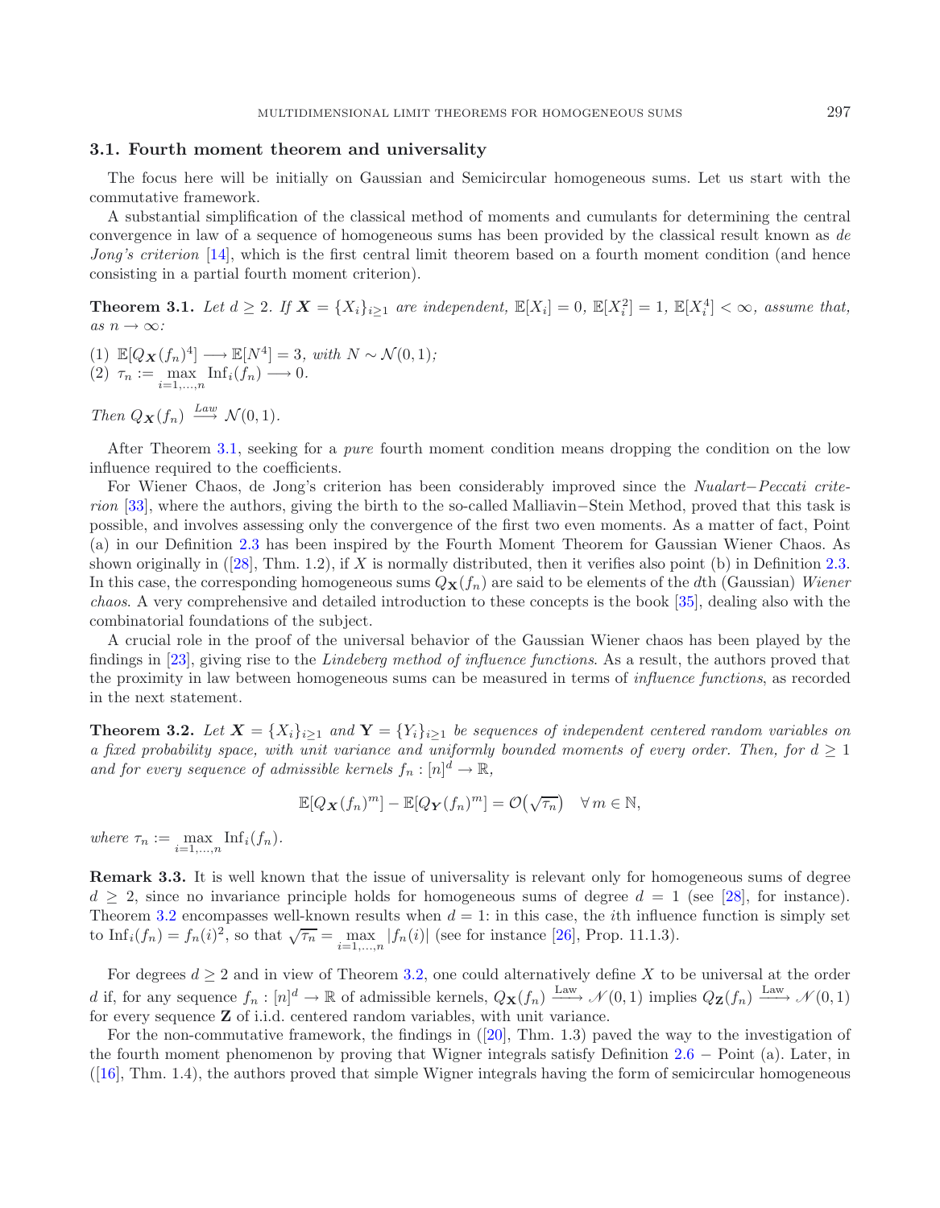### 3.1. Fourth moment theorem and universality

The focus here will be initially on Gaussian and Semicircular homogeneous sums. Let us start with the commutative framework.

A substantial simplification of the classical method of moments and cumulants for determining the central convergence in law of a sequence of homogeneous sums has been provided by the classical result known as *de Jong's criterion* [14], which is the first central limit theorem based on a fourth moment condition (and hence consisting in a partial fourth moment criterion).

**Theorem 3.1.** *Let $d \geq 2$. If $\boldsymbol{X} = \{X_i\}_{i\geq 1}$ are independent, $\mathbb{E}[X_i] = 0$, $\mathbb{E}[X_i^2] = 1$, $\mathbb{E}[X_i^4] < \infty$, assume that, as $n \to \infty$:*

(1) $\mathbb{E}[Q_{\boldsymbol{X}}(f_n)^4] \longrightarrow \mathbb{E}[N^4] = 3$, *with* $N \sim \mathcal{N}(0,1)$*;*
(2) $\tau_n := \max_{i=1,\ldots,n} \mathrm{Inf}_i(f_n) \longrightarrow 0$.

*Then* $Q_{\boldsymbol{X}}(f_n) \xrightarrow{Law} \mathcal{N}(0,1)$.

After Theorem 3.1, seeking for a *pure* fourth moment condition means dropping the condition on the low influence required to the coefficients.

For Wiener Chaos, de Jong's criterion has been considerably improved since the *Nualart–Peccati criterion* [33], where the authors, giving the birth to the so-called Malliavin–Stein Method, proved that this task is possible, and involves assessing only the convergence of the first two even moments. As a matter of fact, Point (a) in our Definition 2.3 has been inspired by the Fourth Moment Theorem for Gaussian Wiener Chaos. As shown originally in ([28], Thm. 1.2), if $X$ is normally distributed, then it verifies also point (b) in Definition 2.3. In this case, the corresponding homogeneous sums $Q_{\mathbf{X}}(f_n)$ are said to be elements of the $d$th (Gaussian) *Wiener chaos*. A very comprehensive and detailed introduction to these concepts is the book [35], dealing also with the combinatorial foundations of the subject.

A crucial role in the proof of the universal behavior of the Gaussian Wiener chaos has been played by the findings in [23], giving rise to the *Lindeberg method of influence functions*. As a result, the authors proved that the proximity in law between homogeneous sums can be measured in terms of *influence functions*, as recorded in the next statement.

**Theorem 3.2.** *Let $\boldsymbol{X} = \{X_i\}_{i\geq 1}$ and $\mathbf{Y} = \{Y_i\}_{i\geq 1}$ be sequences of independent centered random variables on a fixed probability space, with unit variance and uniformly bounded moments of every order. Then, for $d \geq 1$ and for every sequence of admissible kernels $f_n : [n]^d \to \mathbb{R}$,*

$$\mathbb{E}[Q_{\boldsymbol{X}}(f_n)^m] - \mathbb{E}[Q_{\boldsymbol{Y}}(f_n)^m] = \mathcal{O}\big(\sqrt{\tau_n}\big) \quad \forall\, m \in \mathbb{N},$$

*where* $\tau_n := \max_{i=1,\ldots,n} \mathrm{Inf}_i(f_n)$.

**Remark 3.3.** It is well known that the issue of universality is relevant only for homogeneous sums of degree $d \geq 2$, since no invariance principle holds for homogeneous sums of degree $d = 1$ (see [28], for instance). Theorem 3.2 encompasses well-known results when $d = 1$: in this case, the $i$th influence function is simply set to $\mathrm{Inf}_i(f_n) = f_n(i)^2$, so that $\sqrt{\tau_n} = \max_{i=1,\ldots,n} |f_n(i)|$ (see for instance [26], Prop. 11.1.3).

For degrees $d \geq 2$ and in view of Theorem 3.2, one could alternatively define $X$ to be universal at the order $d$ if, for any sequence $f_n : [n]^d \to \mathbb{R}$ of admissible kernels, $Q_{\mathbf{X}}(f_n) \xrightarrow{\text{Law}} \mathcal{N}(0,1)$ implies $Q_{\mathbf{Z}}(f_n) \xrightarrow{\text{Law}} \mathcal{N}(0,1)$ for every sequence $\mathbf{Z}$ of i.i.d. centered random variables, with unit variance.

For the non-commutative framework, the findings in ([20], Thm. 1.3) paved the way to the investigation of the fourth moment phenomenon by proving that Wigner integrals satisfy Definition 2.6 – Point (a). Later, in ([16], Thm. 1.4), the authors proved that simple Wigner integrals having the form of semicircular homogeneous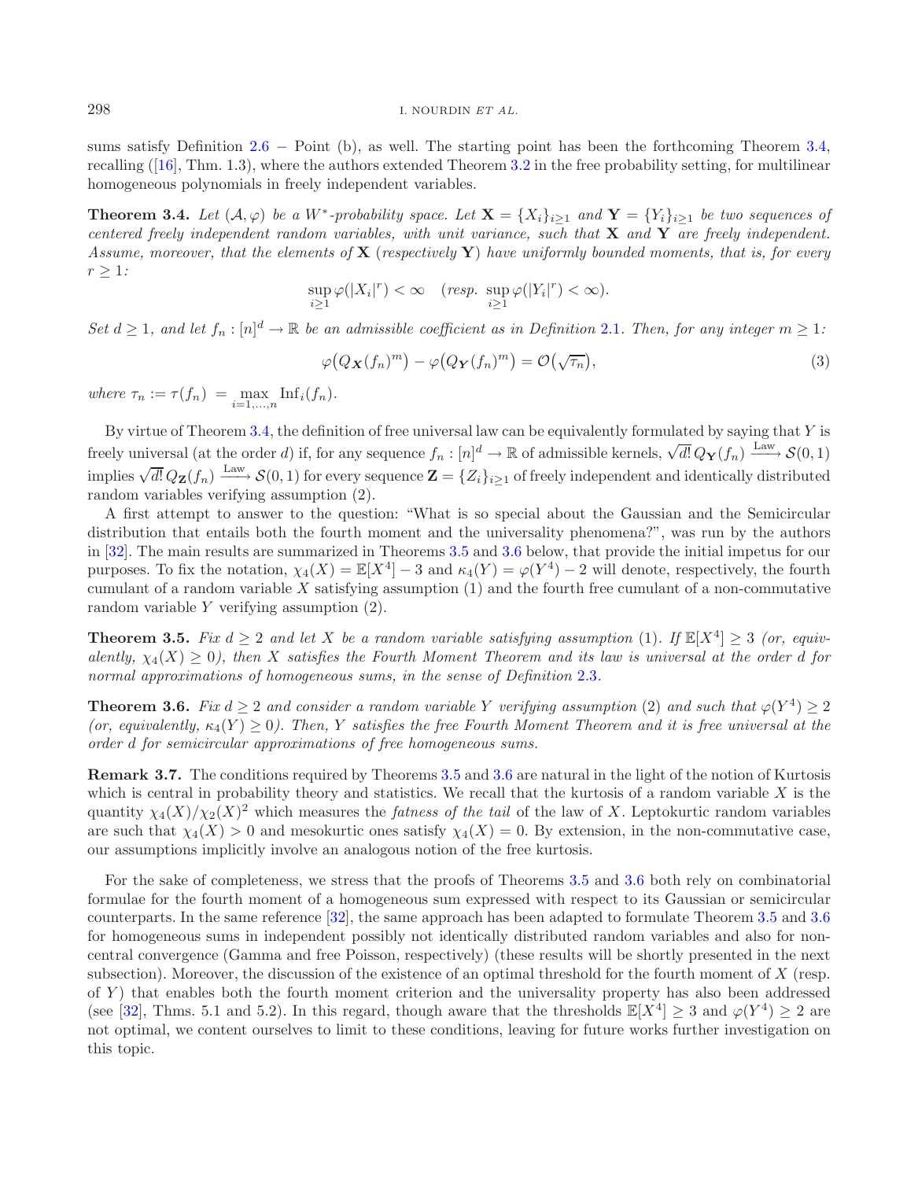sums satisfy Definition 2.6 − Point (b), as well. The starting point has been the forthcoming Theorem 3.4, recalling ([16], Thm. 1.3), where the authors extended Theorem 3.2 in the free probability setting, for multilinear homogeneous polynomials in freely independent variables.

**Theorem 3.4.** *Let $(\mathcal{A}, \varphi)$ be a $W^*$-probability space. Let $\mathbf{X} = \{X_i\}_{i\geq 1}$ and $\mathbf{Y} = \{Y_i\}_{i\geq 1}$ be two sequences of centered freely independent random variables, with unit variance, such that $\mathbf{X}$ and $\mathbf{Y}$ are freely independent. Assume, moreover, that the elements of $\mathbf{X}$ (respectively $\mathbf{Y}$) have uniformly bounded moments, that is, for every $r \geq 1$:*

$$\sup_{i\geq 1} \varphi(|X_i|^r) < \infty \quad (\textit{resp. } \sup_{i\geq 1} \varphi(|Y_i|^r) < \infty).$$

*Set $d \geq 1$, and let $f_n : [n]^d \to \mathbb{R}$ be an admissible coefficient as in Definition 2.1. Then, for any integer $m \geq 1$:*

$$\varphi\big(Q_{\mathbf{X}}(f_n)^m\big) - \varphi\big(Q_{\mathbf{Y}}(f_n)^m\big) = \mathcal{O}\big(\sqrt{\tau_n}\big), \tag{3}$$

*where $\tau_n := \tau(f_n) = \max_{i=1,\ldots,n} \mathrm{Inf}_i(f_n)$.*

By virtue of Theorem 3.4, the definition of free universal law can be equivalently formulated by saying that $Y$ is freely universal (at the order $d$) if, for any sequence $f_n : [n]^d \to \mathbb{R}$ of admissible kernels, $\sqrt{d!}\, Q_{\mathbf{Y}}(f_n) \xrightarrow{\text{Law}} \mathcal{S}(0,1)$ implies $\sqrt{d!}\, Q_{\mathbf{Z}}(f_n) \xrightarrow{\text{Law}} \mathcal{S}(0,1)$ for every sequence $\mathbf{Z} = \{Z_i\}_{i\geq 1}$ of freely independent and identically distributed random variables verifying assumption (2).

A first attempt to answer to the question: "What is so special about the Gaussian and the Semicircular distribution that entails both the fourth moment and the universality phenomena?", was run by the authors in [32]. The main results are summarized in Theorems 3.5 and 3.6 below, that provide the initial impetus for our purposes. To fix the notation, $\chi_4(X) = \mathbb{E}[X^4] - 3$ and $\kappa_4(Y) = \varphi(Y^4) - 2$ will denote, respectively, the fourth cumulant of a random variable $X$ satisfying assumption (1) and the fourth free cumulant of a non-commutative random variable $Y$ verifying assumption (2).

**Theorem 3.5.** *Fix $d \geq 2$ and let $X$ be a random variable satisfying assumption (1). If $\mathbb{E}[X^4] \geq 3$ (or, equivalently, $\chi_4(X) \geq 0$), then $X$ satisfies the Fourth Moment Theorem and its law is universal at the order $d$ for normal approximations of homogeneous sums, in the sense of Definition 2.3.*

**Theorem 3.6.** *Fix $d \geq 2$ and consider a random variable $Y$ verifying assumption (2) and such that $\varphi(Y^4) \geq 2$ (or, equivalently, $\kappa_4(Y) \geq 0$). Then, $Y$ satisfies the free Fourth Moment Theorem and it is free universal at the order $d$ for semicircular approximations of free homogeneous sums.*

**Remark 3.7.** The conditions required by Theorems 3.5 and 3.6 are natural in the light of the notion of Kurtosis which is central in probability theory and statistics. We recall that the kurtosis of a random variable $X$ is the quantity $\chi_4(X)/\chi_2(X)^2$ which measures the *fatness of the tail* of the law of $X$. Leptokurtic random variables are such that $\chi_4(X) > 0$ and mesokurtic ones satisfy $\chi_4(X) = 0$. By extension, in the non-commutative case, our assumptions implicitly involve an analogous notion of the free kurtosis.

For the sake of completeness, we stress that the proofs of Theorems 3.5 and 3.6 both rely on combinatorial formulae for the fourth moment of a homogeneous sum expressed with respect to its Gaussian or semicircular counterparts. In the same reference [32], the same approach has been adapted to formulate Theorem 3.5 and 3.6 for homogeneous sums in independent possibly not identically distributed random variables and also for non-central convergence (Gamma and free Poisson, respectively) (these results will be shortly presented in the next subsection). Moreover, the discussion of the existence of an optimal threshold for the fourth moment of $X$ (resp. of $Y$) that enables both the fourth moment criterion and the universality property has also been addressed (see [32], Thms. 5.1 and 5.2). In this regard, though aware that the thresholds $\mathbb{E}[X^4] \geq 3$ and $\varphi(Y^4) \geq 2$ are not optimal, we content ourselves to limit to these conditions, leaving for future works further investigation on this topic.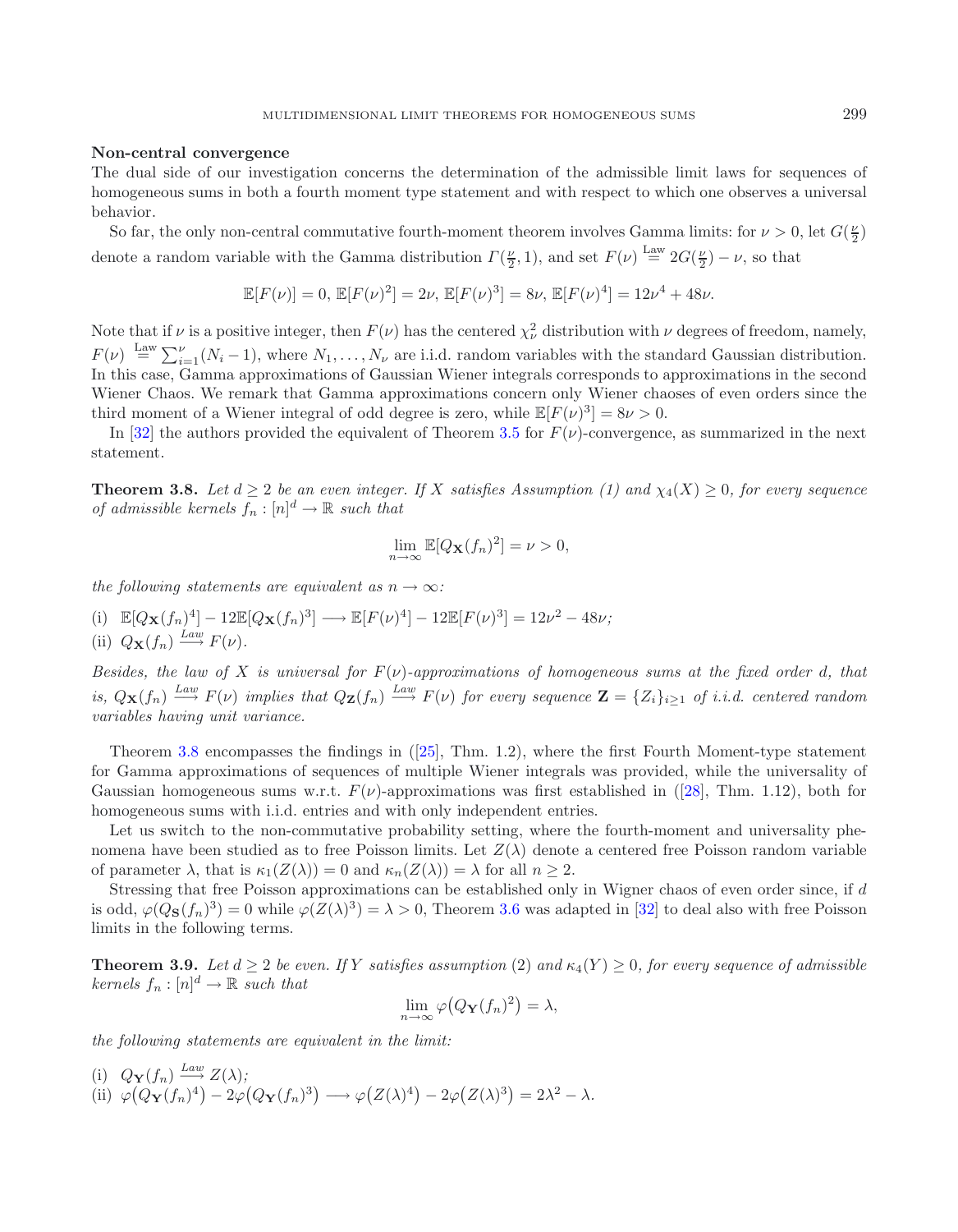**Non-central convergence**

The dual side of our investigation concerns the determination of the admissible limit laws for sequences of homogeneous sums in both a fourth moment type statement and with respect to which one observes a universal behavior.

So far, the only non-central commutative fourth-moment theorem involves Gamma limits: for $\nu > 0$, let $G(\frac{\nu}{2})$ denote a random variable with the Gamma distribution $\Gamma(\frac{\nu}{2}, 1)$, and set $F(\nu) \stackrel{\text{Law}}{=} 2G(\frac{\nu}{2}) - \nu$, so that

$$\mathbb{E}[F(\nu)] = 0,\ \mathbb{E}[F(\nu)^2] = 2\nu,\ \mathbb{E}[F(\nu)^3] = 8\nu,\ \mathbb{E}[F(\nu)^4] = 12\nu^4 + 48\nu.$$

Note that if $\nu$ is a positive integer, then $F(\nu)$ has the centered $\chi^2_\nu$ distribution with $\nu$ degrees of freedom, namely, $F(\nu) \stackrel{\text{Law}}{=} \sum_{i=1}^{\nu}(N_i - 1)$, where $N_1, \ldots, N_\nu$ are i.i.d. random variables with the standard Gaussian distribution. In this case, Gamma approximations of Gaussian Wiener integrals corresponds to approximations in the second Wiener Chaos. We remark that Gamma approximations concern only Wiener chaoses of even orders since the third moment of a Wiener integral of odd degree is zero, while $\mathbb{E}[F(\nu)^3] = 8\nu > 0$.

In [32] the authors provided the equivalent of Theorem 3.5 for $F(\nu)$-convergence, as summarized in the next statement.

**Theorem 3.8.** *Let $d \geq 2$ be an even integer. If $X$ satisfies Assumption (1) and $\chi_4(X) \geq 0$, for every sequence of admissible kernels $f_n : [n]^d \to \mathbb{R}$ such that*

$$\lim_{n\to\infty} \mathbb{E}[Q_{\mathbf{X}}(f_n)^2] = \nu > 0,$$

*the following statements are equivalent as $n \to \infty$:*

(i) $\mathbb{E}[Q_{\mathbf{X}}(f_n)^4] - 12\mathbb{E}[Q_{\mathbf{X}}(f_n)^3] \longrightarrow \mathbb{E}[F(\nu)^4] - 12\mathbb{E}[F(\nu)^3] = 12\nu^2 - 48\nu$;
(ii) $Q_{\mathbf{X}}(f_n) \xrightarrow{Law} F(\nu)$.

*Besides, the law of $X$ is universal for $F(\nu)$-approximations of homogeneous sums at the fixed order $d$, that is, $Q_{\mathbf{X}}(f_n) \xrightarrow{Law} F(\nu)$ implies that $Q_{\mathbf{Z}}(f_n) \xrightarrow{Law} F(\nu)$ for every sequence $\mathbf{Z} = \{Z_i\}_{i\geq 1}$ of i.i.d. centered random variables having unit variance.*

Theorem 3.8 encompasses the findings in ([25], Thm. 1.2), where the first Fourth Moment-type statement for Gamma approximations of sequences of multiple Wiener integrals was provided, while the universality of Gaussian homogeneous sums w.r.t. $F(\nu)$-approximations was first established in ([28], Thm. 1.12), both for homogeneous sums with i.i.d. entries and with only independent entries.

Let us switch to the non-commutative probability setting, where the fourth-moment and universality phenomena have been studied as to free Poisson limits. Let $Z(\lambda)$ denote a centered free Poisson random variable of parameter $\lambda$, that is $\kappa_1(Z(\lambda)) = 0$ and $\kappa_n(Z(\lambda)) = \lambda$ for all $n \geq 2$.

Stressing that free Poisson approximations can be established only in Wigner chaos of even order since, if $d$ is odd, $\varphi(Q_{\mathbf{S}}(f_n)^3) = 0$ while $\varphi(Z(\lambda)^3) = \lambda > 0$, Theorem 3.6 was adapted in [32] to deal also with free Poisson limits in the following terms.

**Theorem 3.9.** *Let $d \geq 2$ be even. If $Y$ satisfies assumption (2) and $\kappa_4(Y) \geq 0$, for every sequence of admissible kernels $f_n : [n]^d \to \mathbb{R}$ such that*

$$\lim_{n\to\infty} \varphi\big(Q_{\mathbf{Y}}(f_n)^2\big) = \lambda,$$

*the following statements are equivalent in the limit:*

(i) $Q_{\mathbf{Y}}(f_n) \xrightarrow{Law} Z(\lambda)$;
(ii) $\varphi\big(Q_{\mathbf{Y}}(f_n)^4\big) - 2\varphi\big(Q_{\mathbf{Y}}(f_n)^3\big) \longrightarrow \varphi\big(Z(\lambda)^4\big) - 2\varphi\big(Z(\lambda)^3\big) = 2\lambda^2 - \lambda.$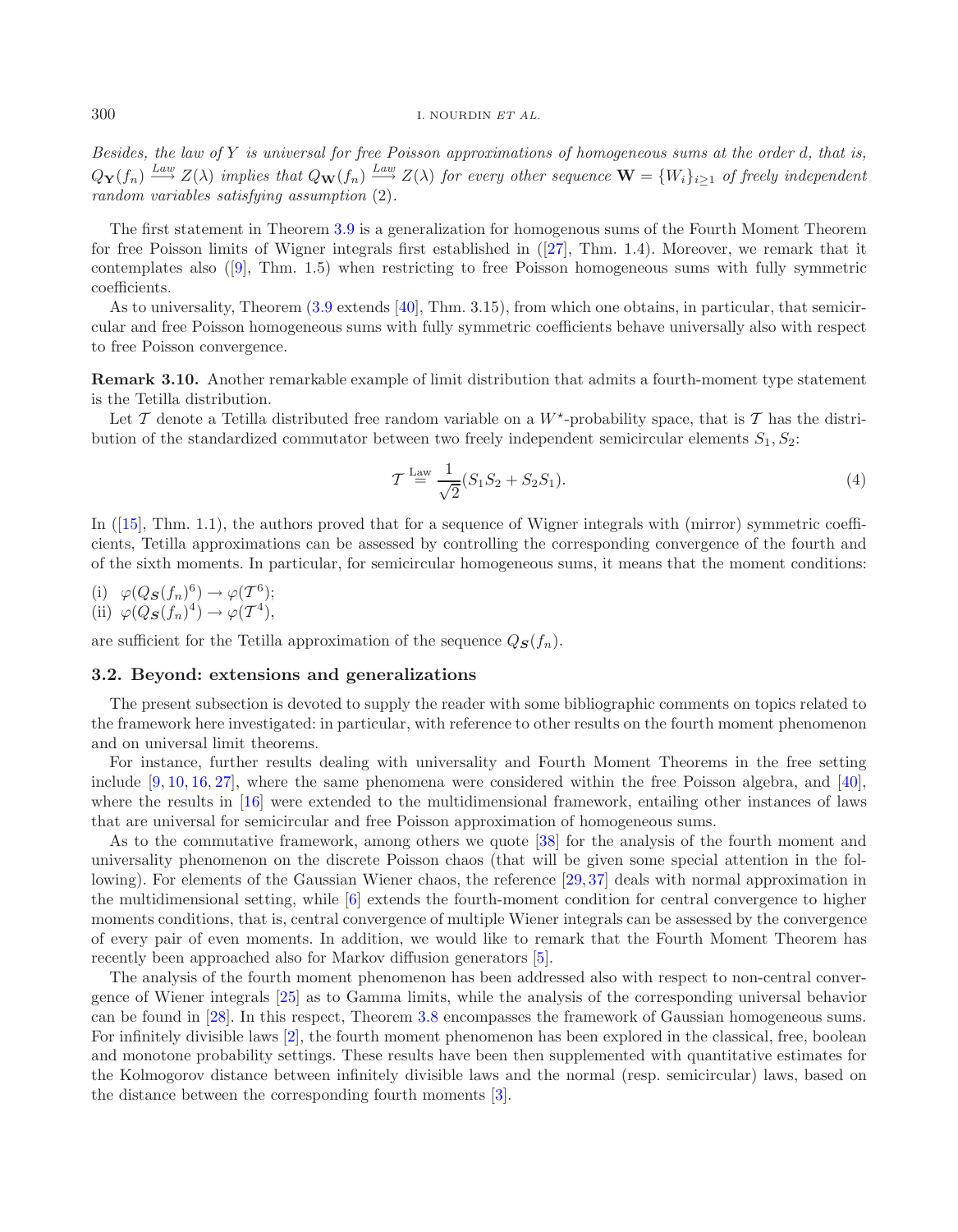*Besides, the law of $Y$ is universal for free Poisson approximations of homogeneous sums at the order $d$, that is, $Q_{\mathbf{Y}}(f_n) \xrightarrow{Law} Z(\lambda)$ implies that $Q_{\mathbf{W}}(f_n) \xrightarrow{Law} Z(\lambda)$ for every other sequence $\mathbf{W} = \{W_i\}_{i\geq 1}$ of freely independent random variables satisfying assumption* (2).

The first statement in Theorem 3.9 is a generalization for homogenous sums of the Fourth Moment Theorem for free Poisson limits of Wigner integrals first established in ([27], Thm. 1.4). Moreover, we remark that it contemplates also ([9], Thm. 1.5) when restricting to free Poisson homogeneous sums with fully symmetric coefficients.

As to universality, Theorem (3.9 extends [40], Thm. 3.15), from which one obtains, in particular, that semicircular and free Poisson homogeneous sums with fully symmetric coefficients behave universally also with respect to free Poisson convergence.

**Remark 3.10.** Another remarkable example of limit distribution that admits a fourth-moment type statement is the Tetilla distribution.

Let $\mathcal{T}$ denote a Tetilla distributed free random variable on a $W^{\star}$-probability space, that is $\mathcal{T}$ has the distribution of the standardized commutator between two freely independent semicircular elements $S_1, S_2$:

$$\mathcal{T} \stackrel{\text{Law}}{=} \frac{1}{\sqrt{2}}(S_1 S_2 + S_2 S_1). \tag{4}$$

In ([15], Thm. 1.1), the authors proved that for a sequence of Wigner integrals with (mirror) symmetric coefficients, Tetilla approximations can be assessed by controlling the corresponding convergence of the fourth and of the sixth moments. In particular, for semicircular homogeneous sums, it means that the moment conditions:

(i) $\varphi(Q_{\boldsymbol{S}}(f_n)^6) \to \varphi(\mathcal{T}^6)$;
(ii) $\varphi(Q_{\boldsymbol{S}}(f_n)^4) \to \varphi(\mathcal{T}^4)$,

are sufficient for the Tetilla approximation of the sequence $Q_{\boldsymbol{S}}(f_n)$.

### 3.2. Beyond: extensions and generalizations

The present subsection is devoted to supply the reader with some bibliographic comments on topics related to the framework here investigated: in particular, with reference to other results on the fourth moment phenomenon and on universal limit theorems.

For instance, further results dealing with universality and Fourth Moment Theorems in the free setting include [9, 10, 16, 27], where the same phenomena were considered within the free Poisson algebra, and [40], where the results in [16] were extended to the multidimensional framework, entailing other instances of laws that are universal for semicircular and free Poisson approximation of homogeneous sums.

As to the commutative framework, among others we quote [38] for the analysis of the fourth moment and universality phenomenon on the discrete Poisson chaos (that will be given some special attention in the following). For elements of the Gaussian Wiener chaos, the reference [29, 37] deals with normal approximation in the multidimensional setting, while [6] extends the fourth-moment condition for central convergence to higher moments conditions, that is, central convergence of multiple Wiener integrals can be assessed by the convergence of every pair of even moments. In addition, we would like to remark that the Fourth Moment Theorem has recently been approached also for Markov diffusion generators [5].

The analysis of the fourth moment phenomenon has been addressed also with respect to non-central convergence of Wiener integrals [25] as to Gamma limits, while the analysis of the corresponding universal behavior can be found in [28]. In this respect, Theorem 3.8 encompasses the framework of Gaussian homogeneous sums. For infinitely divisible laws [2], the fourth moment phenomenon has been explored in the classical, free, boolean and monotone probability settings. These results have been then supplemented with quantitative estimates for the Kolmogorov distance between infinitely divisible laws and the normal (resp. semicircular) laws, based on the distance between the corresponding fourth moments [3].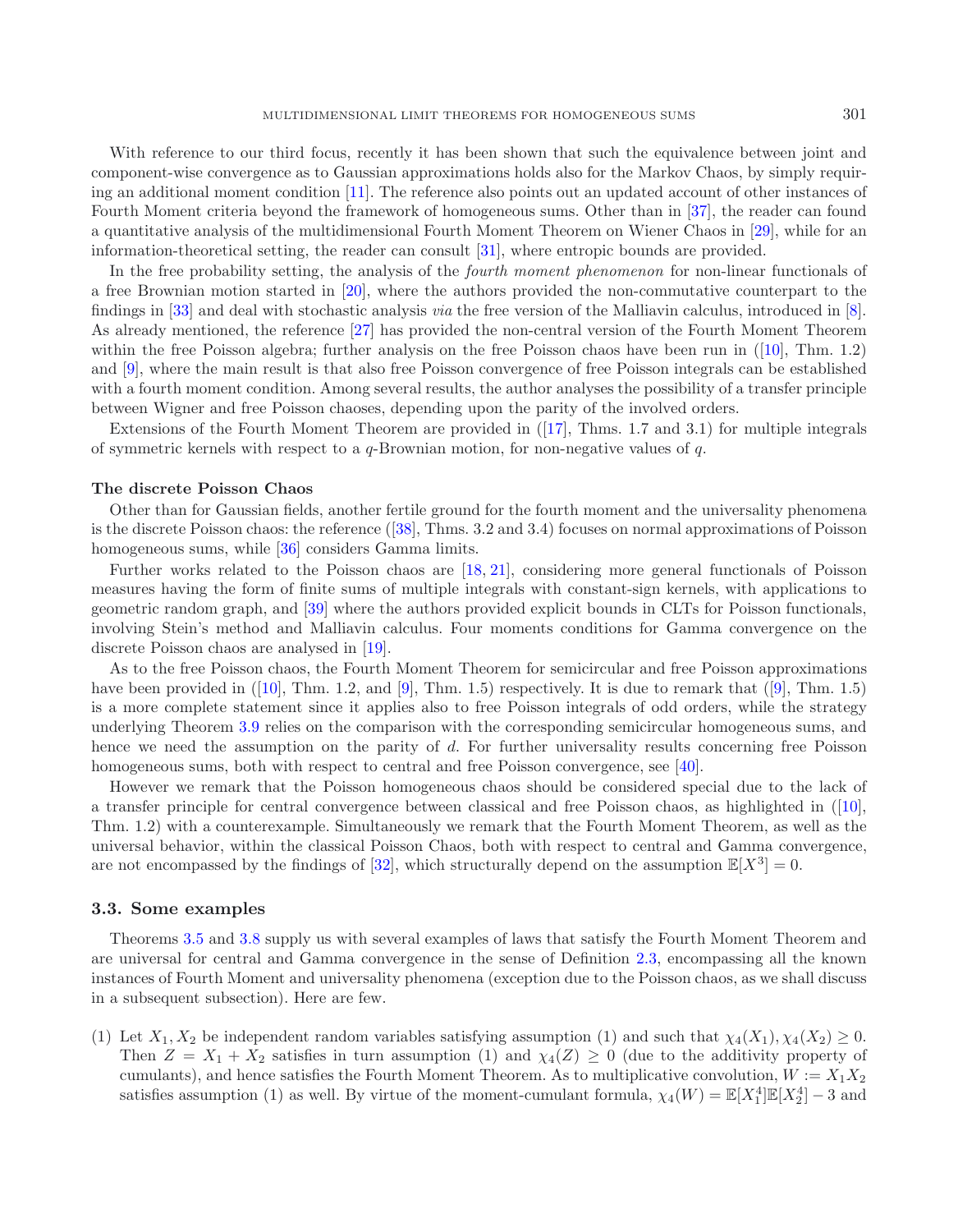With reference to our third focus, recently it has been shown that such the equivalence between joint and component-wise convergence as to Gaussian approximations holds also for the Markov Chaos, by simply requiring an additional moment condition [11]. The reference also points out an updated account of other instances of Fourth Moment criteria beyond the framework of homogeneous sums. Other than in [37], the reader can found a quantitative analysis of the multidimensional Fourth Moment Theorem on Wiener Chaos in [29], while for an information-theoretical setting, the reader can consult [31], where entropic bounds are provided.

In the free probability setting, the analysis of the *fourth moment phenomenon* for non-linear functionals of a free Brownian motion started in [20], where the authors provided the non-commutative counterpart to the findings in [33] and deal with stochastic analysis *via* the free version of the Malliavin calculus, introduced in [8]. As already mentioned, the reference [27] has provided the non-central version of the Fourth Moment Theorem within the free Poisson algebra; further analysis on the free Poisson chaos have been run in ([10], Thm. 1.2) and [9], where the main result is that also free Poisson convergence of free Poisson integrals can be established with a fourth moment condition. Among several results, the author analyses the possibility of a transfer principle between Wigner and free Poisson chaoses, depending upon the parity of the involved orders.

Extensions of the Fourth Moment Theorem are provided in ([17], Thms. 1.7 and 3.1) for multiple integrals of symmetric kernels with respect to a $q$-Brownian motion, for non-negative values of $q$.

**The discrete Poisson Chaos**

Other than for Gaussian fields, another fertile ground for the fourth moment and the universality phenomena is the discrete Poisson chaos: the reference ([38], Thms. 3.2 and 3.4) focuses on normal approximations of Poisson homogeneous sums, while [36] considers Gamma limits.

Further works related to the Poisson chaos are [18, 21], considering more general functionals of Poisson measures having the form of finite sums of multiple integrals with constant-sign kernels, with applications to geometric random graph, and [39] where the authors provided explicit bounds in CLTs for Poisson functionals, involving Stein's method and Malliavin calculus. Four moments conditions for Gamma convergence on the discrete Poisson chaos are analysed in [19].

As to the free Poisson chaos, the Fourth Moment Theorem for semicircular and free Poisson approximations have been provided in ([10], Thm. 1.2, and [9], Thm. 1.5) respectively. It is due to remark that ([9], Thm. 1.5) is a more complete statement since it applies also to free Poisson integrals of odd orders, while the strategy underlying Theorem 3.9 relies on the comparison with the corresponding semicircular homogeneous sums, and hence we need the assumption on the parity of $d$. For further universality results concerning free Poisson homogeneous sums, both with respect to central and free Poisson convergence, see [40].

However we remark that the Poisson homogeneous chaos should be considered special due to the lack of a transfer principle for central convergence between classical and free Poisson chaos, as highlighted in ([10], Thm. 1.2) with a counterexample. Simultaneously we remark that the Fourth Moment Theorem, as well as the universal behavior, within the classical Poisson Chaos, both with respect to central and Gamma convergence, are not encompassed by the findings of [32], which structurally depend on the assumption $\mathbb{E}[X^3] = 0$.

### 3.3. Some examples

Theorems 3.5 and 3.8 supply us with several examples of laws that satisfy the Fourth Moment Theorem and are universal for central and Gamma convergence in the sense of Definition 2.3, encompassing all the known instances of Fourth Moment and universality phenomena (exception due to the Poisson chaos, as we shall discuss in a subsequent subsection). Here are few.

(1) Let $X_1, X_2$ be independent random variables satisfying assumption (1) and such that $\chi_4(X_1), \chi_4(X_2) \geq 0$. Then $Z = X_1 + X_2$ satisfies in turn assumption (1) and $\chi_4(Z) \geq 0$ (due to the additivity property of cumulants), and hence satisfies the Fourth Moment Theorem. As to multiplicative convolution, $W := X_1 X_2$ satisfies assumption (1) as well. By virtue of the moment-cumulant formula, $\chi_4(W) = \mathbb{E}[X_1^4]\mathbb{E}[X_2^4] - 3$ and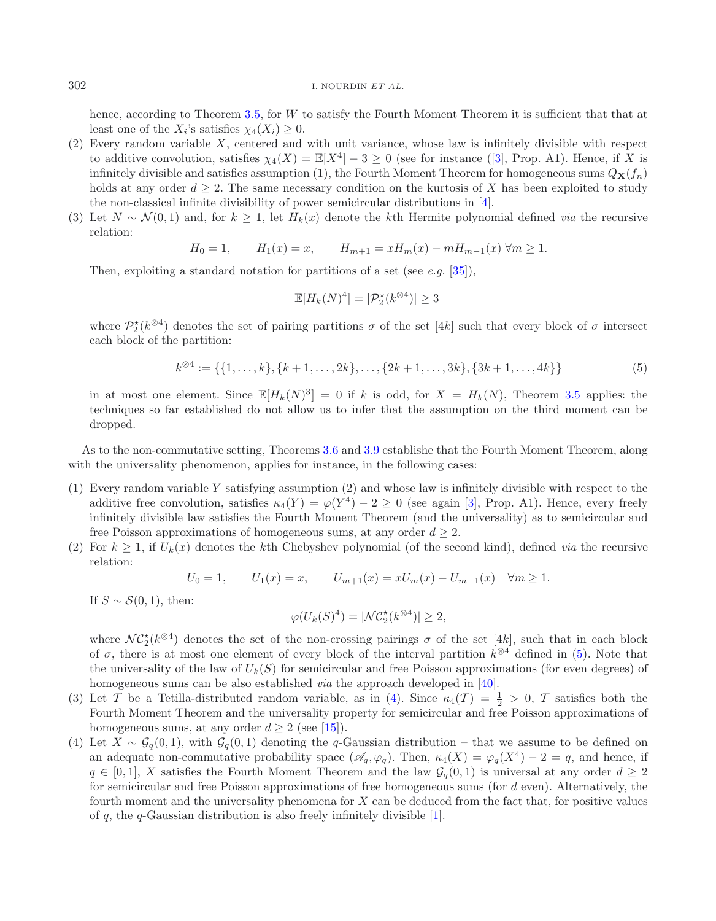hence, according to Theorem 3.5, for $W$ to satisfy the Fourth Moment Theorem it is sufficient that that at least one of the $X_i$'s satisfies $\chi_4(X_i) \geq 0$.

(2) Every random variable $X$, centered and with unit variance, whose law is infinitely divisible with respect to additive convolution, satisfies $\chi_4(X) = \mathbb{E}[X^4] - 3 \geq 0$ (see for instance ([3], Prop. A1). Hence, if $X$ is infinitely divisible and satisfies assumption (1), the Fourth Moment Theorem for homogeneous sums $Q_{\mathbf{X}}(f_n)$ holds at any order $d \geq 2$. The same necessary condition on the kurtosis of $X$ has been exploited to study the non-classical infinite divisibility of power semicircular distributions in [4].

(3) Let $N \sim \mathcal{N}(0,1)$ and, for $k \geq 1$, let $H_k(x)$ denote the $k$th Hermite polynomial defined *via* the recursive relation:

$$H_0 = 1, \qquad H_1(x) = x, \qquad H_{m+1} = xH_m(x) - mH_{m-1}(x)\ \forall m \geq 1.$$

Then, exploiting a standard notation for partitions of a set (see *e.g.* [35]),

$$\mathbb{E}[H_k(N)^4] = |\mathcal{P}_2^{\star}(k^{\otimes 4})| \geq 3$$

where $\mathcal{P}_2^{\star}(k^{\otimes 4})$ denotes the set of pairing partitions $\sigma$ of the set $[4k]$ such that every block of $\sigma$ intersect each block of the partition:

$$k^{\otimes 4} := \{\{1,\ldots,k\},\{k+1,\ldots,2k\},\ldots,\{2k+1,\ldots,3k\},\{3k+1,\ldots,4k\}\} \tag{5}$$

in at most one element. Since $\mathbb{E}[H_k(N)^3] = 0$ if $k$ is odd, for $X = H_k(N)$, Theorem 3.5 applies: the techniques so far established do not allow us to infer that the assumption on the third moment can be dropped.

As to the non-commutative setting, Theorems 3.6 and 3.9 establishe that the Fourth Moment Theorem, along with the universality phenomenon, applies for instance, in the following cases:

(1) Every random variable $Y$ satisfying assumption (2) and whose law is infinitely divisible with respect to the additive free convolution, satisfies $\kappa_4(Y) = \varphi(Y^4) - 2 \geq 0$ (see again [3], Prop. A1). Hence, every freely infinitely divisible law satisfies the Fourth Moment Theorem (and the universality) as to semicircular and free Poisson approximations of homogeneous sums, at any order $d \geq 2$.

(2) For $k \geq 1$, if $U_k(x)$ denotes the $k$th Chebyshev polynomial (of the second kind), defined *via* the recursive relation:

$$U_0 = 1, \qquad U_1(x) = x, \qquad U_{m+1}(x) = xU_m(x) - U_{m-1}(x) \quad \forall m \geq 1.$$

If $S \sim \mathcal{S}(0,1)$, then:

$$\varphi(U_k(S)^4) = |\mathcal{NC}_2^{\star}(k^{\otimes 4})| \geq 2,$$

where $\mathcal{NC}_2^{\star}(k^{\otimes 4})$ denotes the set of the non-crossing pairings $\sigma$ of the set $[4k]$, such that in each block of $\sigma$, there is at most one element of every block of the interval partition $k^{\otimes 4}$ defined in (5). Note that the universality of the law of $U_k(S)$ for semicircular and free Poisson approximations (for even degrees) of homogeneous sums can be also established *via* the approach developed in [40].

(3) Let $\mathcal{T}$ be a Tetilla-distributed random variable, as in (4). Since $\kappa_4(\mathcal{T}) = \frac{1}{2} > 0$, $\mathcal{T}$ satisfies both the Fourth Moment Theorem and the universality property for semicircular and free Poisson approximations of homogeneous sums, at any order $d \geq 2$ (see [15]).

(4) Let $X \sim \mathcal{G}_q(0,1)$, with $\mathcal{G}_q(0,1)$ denoting the $q$-Gaussian distribution – that we assume to be defined on an adequate non-commutative probability space $(\mathscr{A}_q, \varphi_q)$. Then, $\kappa_4(X) = \varphi_q(X^4) - 2 = q$, and hence, if $q \in [0,1]$, $X$ satisfies the Fourth Moment Theorem and the law $\mathcal{G}_q(0,1)$ is universal at any order $d \geq 2$ for semicircular and free Poisson approximations of free homogeneous sums (for $d$ even). Alternatively, the fourth moment and the universality phenomena for $X$ can be deduced from the fact that, for positive values of $q$, the $q$-Gaussian distribution is also freely infinitely divisible [1].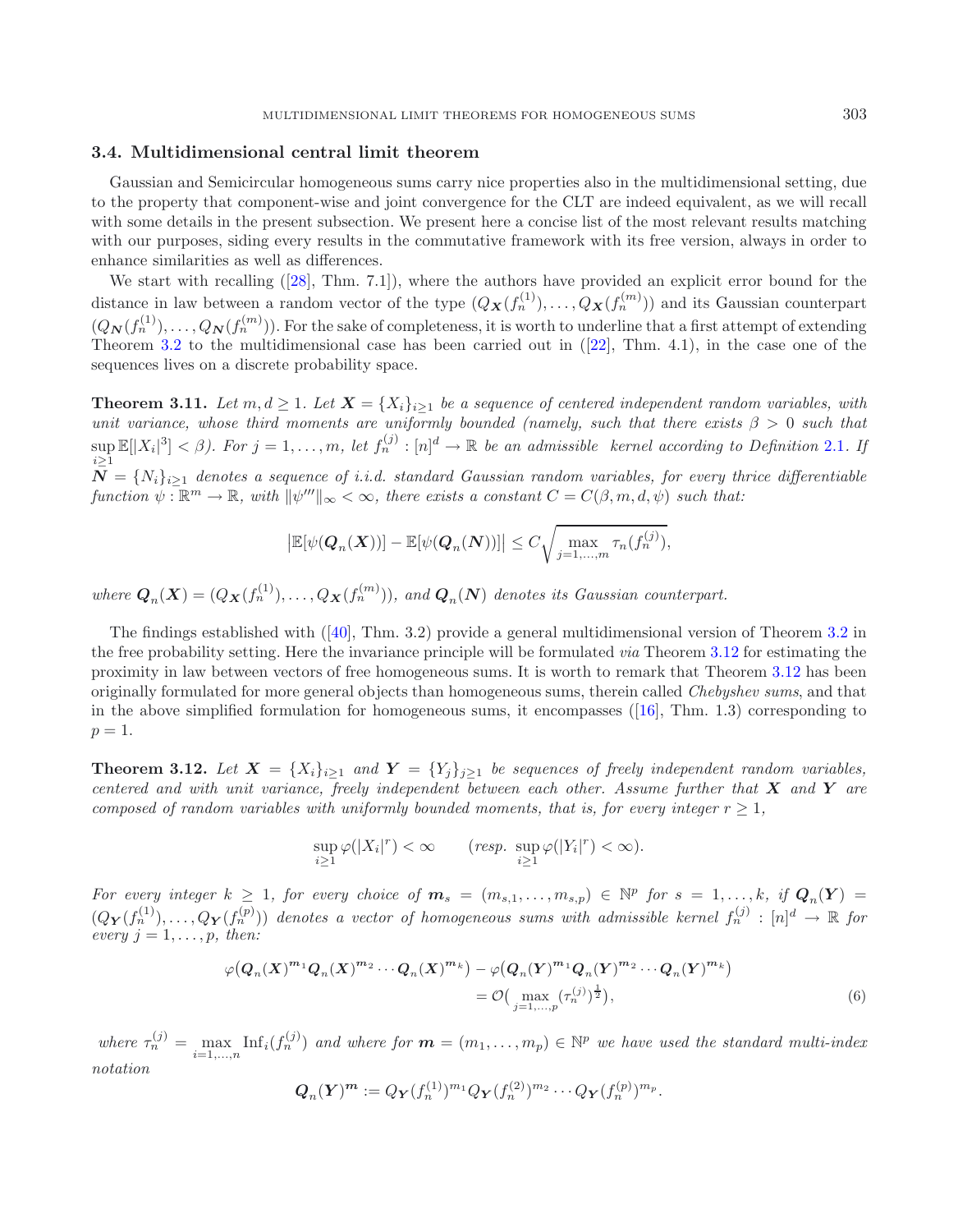### 3.4. Multidimensional central limit theorem

Gaussian and Semicircular homogeneous sums carry nice properties also in the multidimensional setting, due to the property that component-wise and joint convergence for the CLT are indeed equivalent, as we will recall with some details in the present subsection. We present here a concise list of the most relevant results matching with our purposes, siding every results in the commutative framework with its free version, always in order to enhance similarities as well as differences.

We start with recalling ([28], Thm. 7.1]), where the authors have provided an explicit error bound for the distance in law between a random vector of the type $(Q_{\boldsymbol{X}}(f_n^{(1)}), \dots, Q_{\boldsymbol{X}}(f_n^{(m)}))$ and its Gaussian counterpart $(Q_{\boldsymbol{N}}(f_n^{(1)}), \dots, Q_{\boldsymbol{N}}(f_n^{(m)}))$. For the sake of completeness, it is worth to underline that a first attempt of extending Theorem 3.2 to the multidimensional case has been carried out in ([22], Thm. 4.1), in the case one of the sequences lives on a discrete probability space.

**Theorem 3.11.** *Let $m, d \geq 1$. Let $\boldsymbol{X} = \{X_i\}_{i\geq 1}$ be a sequence of centered independent random variables, with unit variance, whose third moments are uniformly bounded (namely, such that there exists $\beta > 0$ such that $\sup_{i\geq 1} \mathbb{E}[|X_i|^3] < \beta$). For $j = 1, \dots, m$, let $f_n^{(j)} : [n]^d \to \mathbb{R}$ be an admissible kernel according to Definition 2.1. If $\boldsymbol{N} = \{N_i\}_{i\geq 1}$ denotes a sequence of i.i.d. standard Gaussian random variables, for every thrice differentiable function $\psi : \mathbb{R}^m \to \mathbb{R}$, with $\|\psi'''\|_\infty < \infty$, there exists a constant $C = C(\beta, m, d, \psi)$ such that:*

$$\left|\mathbb{E}[\psi(\boldsymbol{Q}_n(\boldsymbol{X}))] - \mathbb{E}[\psi(\boldsymbol{Q}_n(\boldsymbol{N}))]\right| \leq C\sqrt{\max_{j=1,\dots,m} \tau_n(f_n^{(j)})},$$

*where $\boldsymbol{Q}_n(\boldsymbol{X}) = (Q_{\boldsymbol{X}}(f_n^{(1)}), \dots, Q_{\boldsymbol{X}}(f_n^{(m)}))$, and $\boldsymbol{Q}_n(\boldsymbol{N})$ denotes its Gaussian counterpart.*

The findings established with ([40], Thm. 3.2) provide a general multidimensional version of Theorem 3.2 in the free probability setting. Here the invariance principle will be formulated *via* Theorem 3.12 for estimating the proximity in law between vectors of free homogeneous sums. It is worth to remark that Theorem 3.12 has been originally formulated for more general objects than homogeneous sums, therein called *Chebyshev sums*, and that in the above simplified formulation for homogeneous sums, it encompasses ([16], Thm. 1.3) corresponding to $p = 1$.

**Theorem 3.12.** *Let $\boldsymbol{X} = \{X_i\}_{i\geq 1}$ and $\boldsymbol{Y} = \{Y_j\}_{j\geq 1}$ be sequences of freely independent random variables, centered and with unit variance, freely independent between each other. Assume further that $\boldsymbol{X}$ and $\boldsymbol{Y}$ are composed of random variables with uniformly bounded moments, that is, for every integer $r \geq 1$,*

$$\sup_{i\geq 1} \varphi(|X_i|^r) < \infty \qquad (resp.\ \sup_{i\geq 1} \varphi(|Y_i|^r) < \infty).$$

*For every integer $k \geq 1$, for every choice of $\boldsymbol{m}_s = (m_{s,1}, \dots, m_{s,p}) \in \mathbb{N}^p$ for $s = 1, \dots, k$, if $\boldsymbol{Q}_n(\boldsymbol{Y}) = (Q_{\boldsymbol{Y}}(f_n^{(1)}), \dots, Q_{\boldsymbol{Y}}(f_n^{(p)}))$ denotes a vector of homogeneous sums with admissible kernel $f_n^{(j)} : [n]^d \to \mathbb{R}$ for every $j = 1, \dots, p$, then:*

$$\begin{aligned}\varphi\big(\boldsymbol{Q}_n(\boldsymbol{X})^{\boldsymbol{m}_1}\boldsymbol{Q}_n(\boldsymbol{X})^{\boldsymbol{m}_2}\cdots\boldsymbol{Q}_n(\boldsymbol{X})^{\boldsymbol{m}_k}\big) - \varphi\big(\boldsymbol{Q}_n(\boldsymbol{Y})^{\boldsymbol{m}_1}\boldsymbol{Q}_n(\boldsymbol{Y})^{\boldsymbol{m}_2}\cdots\boldsymbol{Q}_n(\boldsymbol{Y})^{\boldsymbol{m}_k}\big)&\\ = \mathcal{O}\big(\max_{j=1,\dots,p}(\tau_n^{(j)})^{\frac{1}{2}}\big),&\end{aligned} \tag{6}$$

*where $\tau_n^{(j)} = \max_{i=1,\dots,n} \mathrm{Inf}_i(f_n^{(j)})$ and where for $\boldsymbol{m} = (m_1, \dots, m_p) \in \mathbb{N}^p$ we have used the standard multi-index notation*

$$\boldsymbol{Q}_n(\boldsymbol{Y})^{\boldsymbol{m}} := Q_{\boldsymbol{Y}}(f_n^{(1)})^{m_1} Q_{\boldsymbol{Y}}(f_n^{(2)})^{m_2} \cdots Q_{\boldsymbol{Y}}(f_n^{(p)})^{m_p}.$$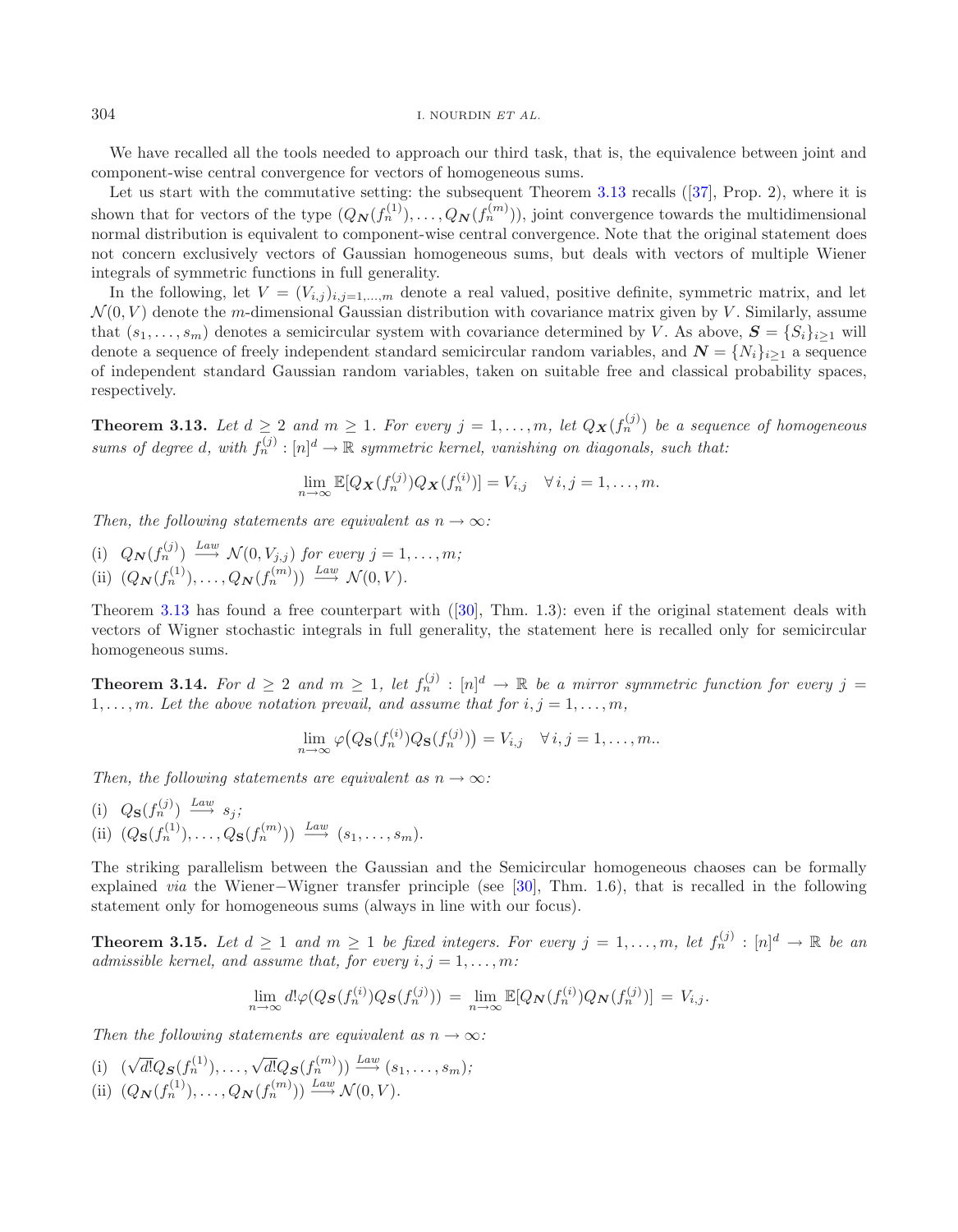We have recalled all the tools needed to approach our third task, that is, the equivalence between joint and component-wise central convergence for vectors of homogeneous sums.

Let us start with the commutative setting: the subsequent Theorem 3.13 recalls ([37], Prop. 2), where it is shown that for vectors of the type $(Q_{\boldsymbol{N}}(f_n^{(1)}), \ldots, Q_{\boldsymbol{N}}(f_n^{(m)}))$, joint convergence towards the multidimensional normal distribution is equivalent to component-wise central convergence. Note that the original statement does not concern exclusively vectors of Gaussian homogeneous sums, but deals with vectors of multiple Wiener integrals of symmetric functions in full generality.

In the following, let $V = (V_{i,j})_{i,j=1,\ldots,m}$ denote a real valued, positive definite, symmetric matrix, and let $\mathcal{N}(0, V)$ denote the $m$-dimensional Gaussian distribution with covariance matrix given by $V$. Similarly, assume that $(s_1, \ldots, s_m)$ denotes a semicircular system with covariance determined by $V$. As above, $\boldsymbol{S} = \{S_i\}_{i\geq 1}$ will denote a sequence of freely independent standard semicircular random variables, and $\boldsymbol{N} = \{N_i\}_{i\geq 1}$ a sequence of independent standard Gaussian random variables, taken on suitable free and classical probability spaces, respectively.

**Theorem 3.13.** *Let $d \geq 2$ and $m \geq 1$. For every $j = 1, \ldots, m$, let $Q_{\boldsymbol{X}}(f_n^{(j)})$ be a sequence of homogeneous sums of degree $d$, with $f_n^{(j)} : [n]^d \to \mathbb{R}$ symmetric kernel, vanishing on diagonals, such that:*

$$\lim_{n\to\infty} \mathbb{E}[Q_{\boldsymbol{X}}(f_n^{(j)}) Q_{\boldsymbol{X}}(f_n^{(i)})] = V_{i,j} \quad \forall\, i, j = 1, \ldots, m.$$

*Then, the following statements are equivalent as $n \to \infty$:*

(i) $Q_{\boldsymbol{N}}(f_n^{(j)}) \xrightarrow{Law} \mathcal{N}(0, V_{j,j})$ *for every $j = 1, \ldots, m$;*
(ii) $(Q_{\boldsymbol{N}}(f_n^{(1)}), \ldots, Q_{\boldsymbol{N}}(f_n^{(m)})) \xrightarrow{Law} \mathcal{N}(0, V)$.

Theorem 3.13 has found a free counterpart with ([30], Thm. 1.3): even if the original statement deals with vectors of Wigner stochastic integrals in full generality, the statement here is recalled only for semicircular homogeneous sums.

**Theorem 3.14.** *For $d \geq 2$ and $m \geq 1$, let $f_n^{(j)} : [n]^d \to \mathbb{R}$ be a mirror symmetric function for every $j = 1, \ldots, m$. Let the above notation prevail, and assume that for $i, j = 1, \ldots, m$,*

$$\lim_{n\to\infty} \varphi\big(Q_{\mathbf{S}}(f_n^{(i)}) Q_{\mathbf{S}}(f_n^{(j)})\big) = V_{i,j} \quad \forall\, i, j = 1, \ldots, m..$$

*Then, the following statements are equivalent as $n \to \infty$:*

(i) $Q_{\mathbf{S}}(f_n^{(j)}) \xrightarrow{Law} s_j$*;*
(ii) $(Q_{\mathbf{S}}(f_n^{(1)}), \ldots, Q_{\mathbf{S}}(f_n^{(m)})) \xrightarrow{Law} (s_1, \ldots, s_m)$.

The striking parallelism between the Gaussian and the Semicircular homogeneous chaoses can be formally explained *via* the Wiener−Wigner transfer principle (see [30], Thm. 1.6), that is recalled in the following statement only for homogeneous sums (always in line with our focus).

**Theorem 3.15.** *Let $d \geq 1$ and $m \geq 1$ be fixed integers. For every $j = 1, \ldots, m$, let $f_n^{(j)} : [n]^d \to \mathbb{R}$ be an admissible kernel, and assume that, for every $i, j = 1, \ldots, m$:*

$$\lim_{n\to\infty} d!\varphi(Q_{\boldsymbol{S}}(f_n^{(i)}) Q_{\boldsymbol{S}}(f_n^{(j)})) = \lim_{n\to\infty} \mathbb{E}[Q_{\boldsymbol{N}}(f_n^{(i)}) Q_{\boldsymbol{N}}(f_n^{(j)})] = V_{i,j}.$$

*Then the following statements are equivalent as $n \to \infty$:*

(i) $(\sqrt{d!}Q_{\boldsymbol{S}}(f_n^{(1)}), \ldots, \sqrt{d!}Q_{\boldsymbol{S}}(f_n^{(m)})) \xrightarrow{Law} (s_1, \ldots, s_m)$*;*
(ii) $(Q_{\boldsymbol{N}}(f_n^{(1)}), \ldots, Q_{\boldsymbol{N}}(f_n^{(m)})) \xrightarrow{Law} \mathcal{N}(0, V)$.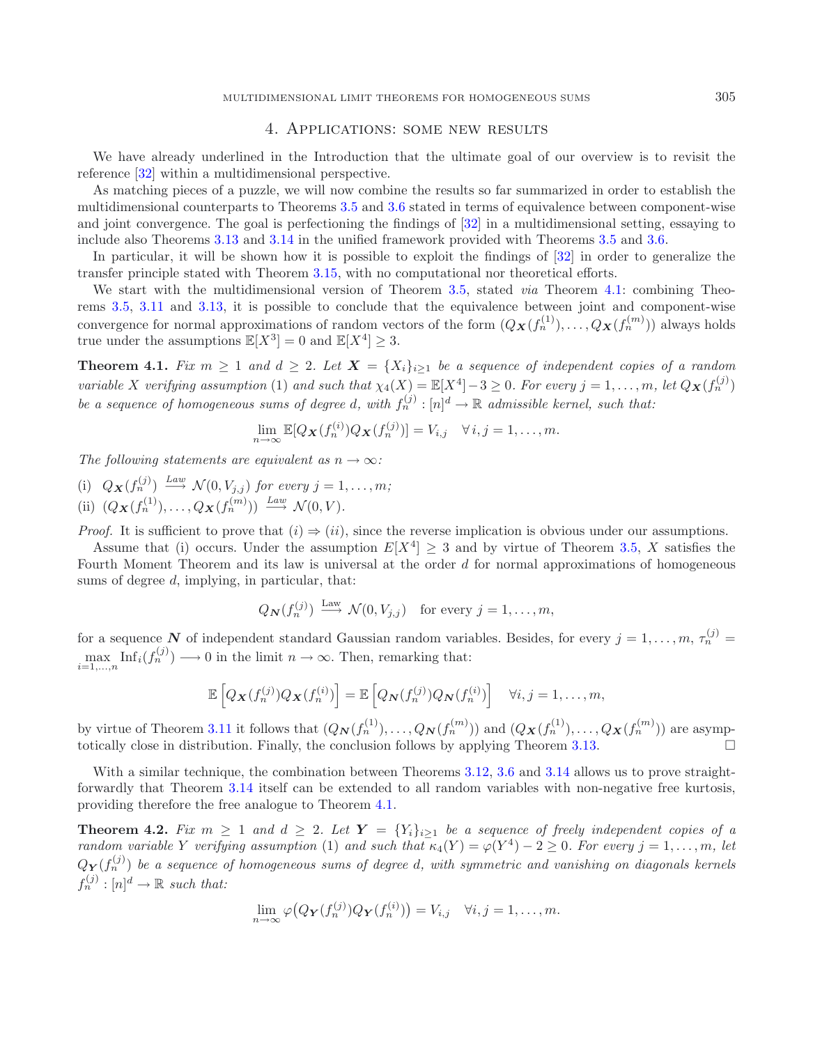## 4. Applications: some new results

We have already underlined in the Introduction that the ultimate goal of our overview is to revisit the reference [32] within a multidimensional perspective.

As matching pieces of a puzzle, we will now combine the results so far summarized in order to establish the multidimensional counterparts to Theorems 3.5 and 3.6 stated in terms of equivalence between component-wise and joint convergence. The goal is perfectioning the findings of [32] in a multidimensional setting, essaying to include also Theorems 3.13 and 3.14 in the unified framework provided with Theorems 3.5 and 3.6.

In particular, it will be shown how it is possible to exploit the findings of [32] in order to generalize the transfer principle stated with Theorem 3.15, with no computational nor theoretical efforts.

We start with the multidimensional version of Theorem 3.5, stated *via* Theorem 4.1: combining Theorems 3.5, 3.11 and 3.13, it is possible to conclude that the equivalence between joint and component-wise convergence for normal approximations of random vectors of the form $(Q_{\boldsymbol{X}}(f_n^{(1)}), \ldots, Q_{\boldsymbol{X}}(f_n^{(m)}))$ always holds true under the assumptions $\mathbb{E}[X^3] = 0$ and $\mathbb{E}[X^4] \geq 3$.

**Theorem 4.1.** *Fix $m \geq 1$ and $d \geq 2$. Let $\boldsymbol{X} = \{X_i\}_{i \geq 1}$ be a sequence of independent copies of a random variable $X$ verifying assumption (1) and such that $\chi_4(X) = \mathbb{E}[X^4] - 3 \geq 0$. For every $j = 1, \ldots, m$, let $Q_{\boldsymbol{X}}(f_n^{(j)})$ be a sequence of homogeneous sums of degree $d$, with $f_n^{(j)} : [n]^d \to \mathbb{R}$ admissible kernel, such that:*

$$\lim_{n \to \infty} \mathbb{E}[Q_{\boldsymbol{X}}(f_n^{(i)}) Q_{\boldsymbol{X}}(f_n^{(j)})] = V_{i,j} \quad \forall\, i, j = 1, \ldots, m.$$

*The following statements are equivalent as $n \to \infty$:*

(i) $Q_{\boldsymbol{X}}(f_n^{(j)}) \xrightarrow{Law} \mathcal{N}(0, V_{j,j})$ *for every* $j = 1, \ldots, m$;

(ii) $(Q_{\boldsymbol{X}}(f_n^{(1)}), \ldots, Q_{\boldsymbol{X}}(f_n^{(m)})) \xrightarrow{Law} \mathcal{N}(0, V)$.

*Proof.* It is sufficient to prove that $(i) \Rightarrow (ii)$, since the reverse implication is obvious under our assumptions.

Assume that (i) occurs. Under the assumption $E[X^4] \geq 3$ and by virtue of Theorem 3.5, $X$ satisfies the Fourth Moment Theorem and its law is universal at the order $d$ for normal approximations of homogeneous sums of degree $d$, implying, in particular, that:

$$Q_{\boldsymbol{N}}(f_n^{(j)}) \xrightarrow{\text{Law}} \mathcal{N}(0, V_{j,j}) \quad \text{for every } j = 1, \ldots, m,$$

for a sequence $\boldsymbol{N}$ of independent standard Gaussian random variables. Besides, for every $j = 1, \ldots, m$, $\tau_n^{(j)} = \max_{i=1,\ldots,n} \mathrm{Inf}_i(f_n^{(j)}) \longrightarrow 0$ in the limit $n \to \infty$. Then, remarking that:

$$\mathbb{E}\left[Q_{\boldsymbol{X}}(f_n^{(j)}) Q_{\boldsymbol{X}}(f_n^{(i)})\right] = \mathbb{E}\left[Q_{\boldsymbol{N}}(f_n^{(j)}) Q_{\boldsymbol{N}}(f_n^{(i)})\right] \quad \forall i, j = 1, \ldots, m,$$

by virtue of Theorem 3.11 it follows that $(Q_{\boldsymbol{N}}(f_n^{(1)}), \ldots, Q_{\boldsymbol{N}}(f_n^{(m)}))$ and $(Q_{\boldsymbol{X}}(f_n^{(1)}), \ldots, Q_{\boldsymbol{X}}(f_n^{(m)}))$ are asymptotically close in distribution. Finally, the conclusion follows by applying Theorem 3.13. $\square$

With a similar technique, the combination between Theorems 3.12, 3.6 and 3.14 allows us to prove straightforwardly that Theorem 3.14 itself can be extended to all random variables with non-negative free kurtosis, providing therefore the free analogue to Theorem 4.1.

**Theorem 4.2.** *Fix $m \geq 1$ and $d \geq 2$. Let $\boldsymbol{Y} = \{Y_i\}_{i \geq 1}$ be a sequence of freely independent copies of a random variable $Y$ verifying assumption (1) and such that $\kappa_4(Y) = \varphi(Y^4) - 2 \geq 0$. For every $j = 1, \ldots, m$, let $Q_{\boldsymbol{Y}}(f_n^{(j)})$ be a sequence of homogeneous sums of degree $d$, with symmetric and vanishing on diagonals kernels $f_n^{(j)} : [n]^d \to \mathbb{R}$ such that:*

$$\lim_{n \to \infty} \varphi\big(Q_{\boldsymbol{Y}}(f_n^{(j)}) Q_{\boldsymbol{Y}}(f_n^{(i)})\big) = V_{i,j} \quad \forall i, j = 1, \ldots, m.$$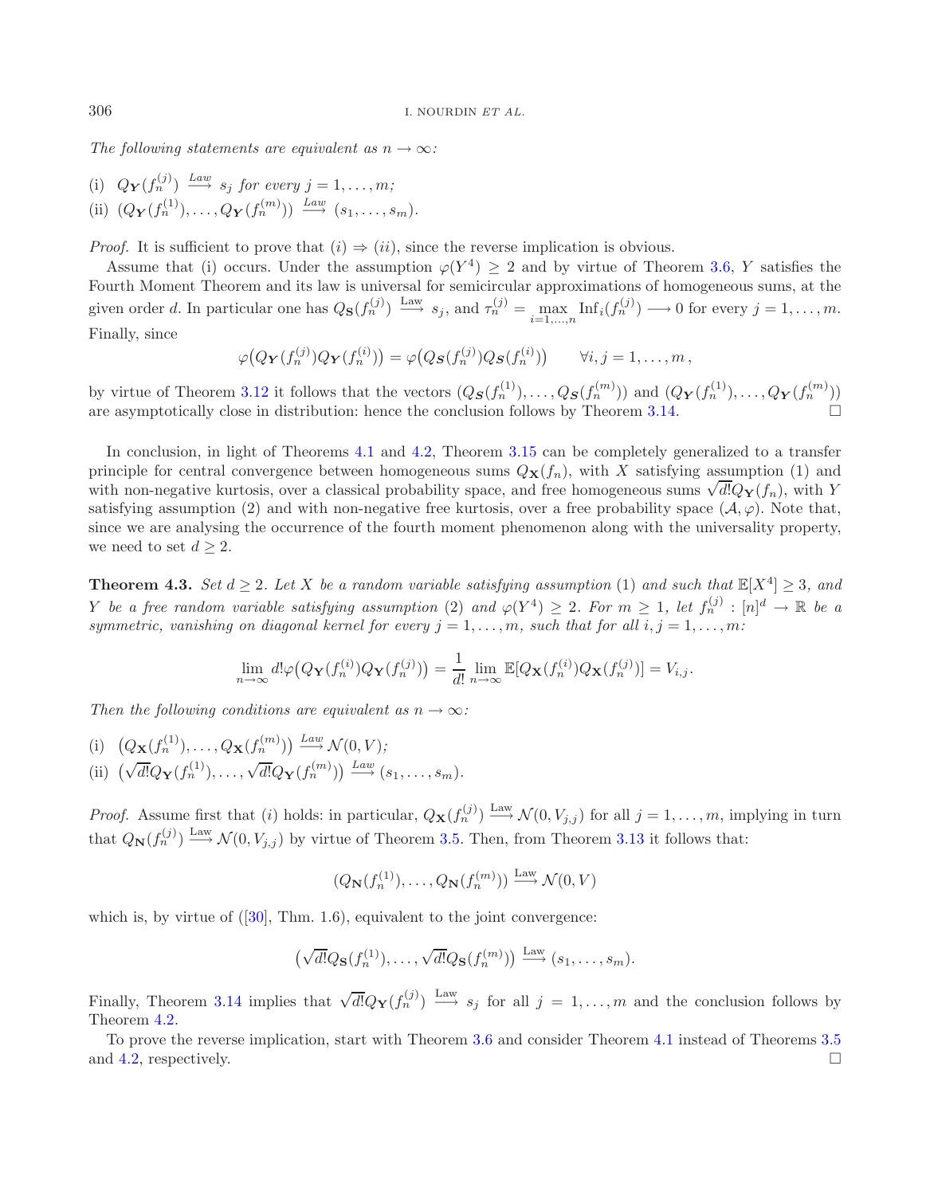*The following statements are equivalent as $n \to \infty$:*

(i) $Q_{\mathbf{Y}}(f_n^{(j)}) \xrightarrow{Law} s_j$ *for every* $j = 1, \ldots, m$;

(ii) $(Q_{\mathbf{Y}}(f_n^{(1)}), \ldots, Q_{\mathbf{Y}}(f_n^{(m)})) \xrightarrow{Law} (s_1, \ldots, s_m)$.

*Proof.* It is sufficient to prove that $(i) \Rightarrow (ii)$, since the reverse implication is obvious.

Assume that (i) occurs. Under the assumption $\varphi(Y^4) \geq 2$ and by virtue of Theorem 3.6, $Y$ satisfies the Fourth Moment Theorem and its law is universal for semicircular approximations of homogeneous sums, at the given order $d$. In particular one has $Q_{\mathbf{S}}(f_n^{(j)}) \xrightarrow{\text{Law}} s_j$, and $\tau_n^{(j)} = \max_{i=1,\ldots,n} \text{Inf}_i(f_n^{(j)}) \longrightarrow 0$ for every $j = 1, \ldots, m$. Finally, since

$$\varphi\big(Q_{\mathbf{Y}}(f_n^{(j)})Q_{\mathbf{Y}}(f_n^{(i)})\big) = \varphi\big(Q_{\mathbf{S}}(f_n^{(j)})Q_{\mathbf{S}}(f_n^{(i)})\big) \qquad \forall i, j = 1, \ldots, m\,,$$

by virtue of Theorem 3.12 it follows that the vectors $(Q_{\mathbf{S}}(f_n^{(1)}), \ldots, Q_{\mathbf{S}}(f_n^{(m)}))$ and $(Q_{\mathbf{Y}}(f_n^{(1)}), \ldots, Q_{\mathbf{Y}}(f_n^{(m)}))$ are asymptotically close in distribution: hence the conclusion follows by Theorem 3.14. □

In conclusion, in light of Theorems 4.1 and 4.2, Theorem 3.15 can be completely generalized to a transfer principle for central convergence between homogeneous sums $Q_{\mathbf{X}}(f_n)$, with $X$ satisfying assumption (1) and with non-negative kurtosis, over a classical probability space, and free homogeneous sums $\sqrt{d!}Q_{\mathbf{Y}}(f_n)$, with $Y$ satisfying assumption (2) and with non-negative free kurtosis, over a free probability space $(\mathcal{A}, \varphi)$. Note that, since we are analysing the occurrence of the fourth moment phenomenon along with the universality property, we need to set $d \geq 2$.

**Theorem 4.3.** *Set $d \geq 2$. Let $X$ be a random variable satisfying assumption (1) and such that $\mathbb{E}[X^4] \geq 3$, and $Y$ be a free random variable satisfying assumption (2) and $\varphi(Y^4) \geq 2$. For $m \geq 1$, let $f_n^{(j)} : [n]^d \to \mathbb{R}$ be a symmetric, vanishing on diagonal kernel for every $j = 1, \ldots, m$, such that for all $i, j = 1, \ldots, m$:*

$$\lim_{n\to\infty} d!\varphi\big(Q_{\mathbf{Y}}(f_n^{(i)})Q_{\mathbf{Y}}(f_n^{(j)})\big) = \frac{1}{d!} \lim_{n\to\infty} \mathbb{E}[Q_{\mathbf{X}}(f_n^{(i)})Q_{\mathbf{X}}(f_n^{(j)})] = V_{i,j}.$$

*Then the following conditions are equivalent as $n \to \infty$:*

(i) $\big(Q_{\mathbf{X}}(f_n^{(1)}), \ldots, Q_{\mathbf{X}}(f_n^{(m)})\big) \xrightarrow{Law} \mathcal{N}(0, V)$;

(ii) $\big(\sqrt{d!}Q_{\mathbf{Y}}(f_n^{(1)}), \ldots, \sqrt{d!}Q_{\mathbf{Y}}(f_n^{(m)})\big) \xrightarrow{Law} (s_1, \ldots, s_m)$.

*Proof.* Assume first that $(i)$ holds: in particular, $Q_{\mathbf{X}}(f_n^{(j)}) \xrightarrow{\text{Law}} \mathcal{N}(0, V_{j,j})$ for all $j = 1, \ldots, m$, implying in turn that $Q_{\mathbf{N}}(f_n^{(j)}) \xrightarrow{\text{Law}} \mathcal{N}(0, V_{j,j})$ by virtue of Theorem 3.5. Then, from Theorem 3.13 it follows that:

$$(Q_{\mathbf{N}}(f_n^{(1)}), \ldots, Q_{\mathbf{N}}(f_n^{(m)})) \xrightarrow{\text{Law}} \mathcal{N}(0, V)$$

which is, by virtue of ([30], Thm. 1.6), equivalent to the joint convergence:

$$\big(\sqrt{d!}Q_{\mathbf{S}}(f_n^{(1)}), \ldots, \sqrt{d!}Q_{\mathbf{S}}(f_n^{(m)})\big) \xrightarrow{\text{Law}} (s_1, \ldots, s_m).$$

Finally, Theorem 3.14 implies that $\sqrt{d!}Q_{\mathbf{Y}}(f_n^{(j)}) \xrightarrow{\text{Law}} s_j$ for all $j = 1, \ldots, m$ and the conclusion follows by Theorem 4.2.

To prove the reverse implication, start with Theorem 3.6 and consider Theorem 4.1 instead of Theorems 3.5 and 4.2, respectively. □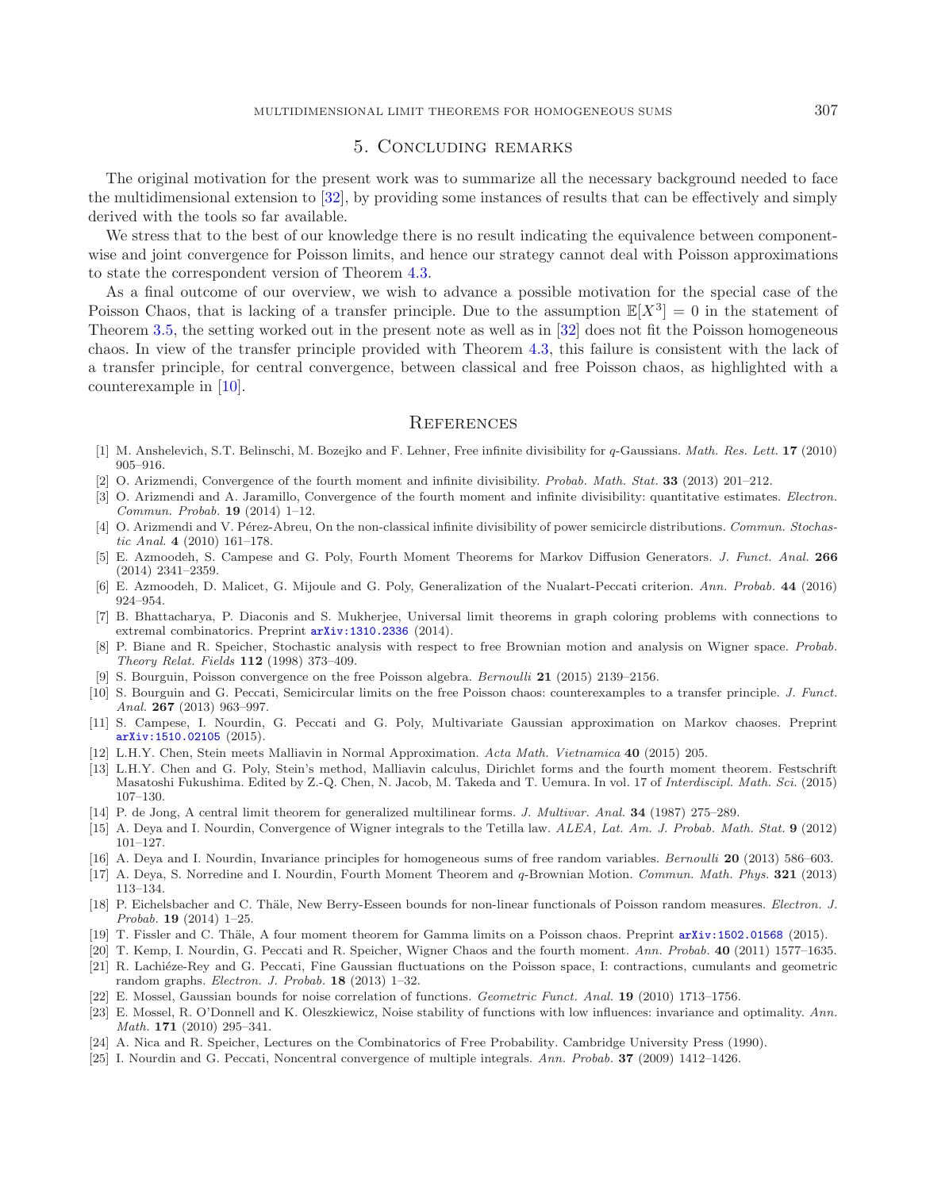## 5. Concluding remarks

The original motivation for the present work was to summarize all the necessary background needed to face the multidimensional extension to [32], by providing some instances of results that can be effectively and simply derived with the tools so far available.

We stress that to the best of our knowledge there is no result indicating the equivalence between componentwise and joint convergence for Poisson limits, and hence our strategy cannot deal with Poisson approximations to state the correspondent version of Theorem 4.3.

As a final outcome of our overview, we wish to advance a possible motivation for the special case of the Poisson Chaos, that is lacking of a transfer principle. Due to the assumption $\mathbb{E}[X^3] = 0$ in the statement of Theorem 3.5, the setting worked out in the present note as well as in [32] does not fit the Poisson homogeneous chaos. In view of the transfer principle provided with Theorem 4.3, this failure is consistent with the lack of a transfer principle, for central convergence, between classical and free Poisson chaos, as highlighted with a counterexample in [10].

## References

[1] M. Anshelevich, S.T. Belinschi, M. Bozejko and F. Lehner, Free infinite divisibility for $q$-Gaussians. *Math. Res. Lett.* **17** (2010) 905–916.

[2] O. Arizmendi, Convergence of the fourth moment and infinite divisibility. *Probab. Math. Stat.* **33** (2013) 201–212.

[3] O. Arizmendi and A. Jaramillo, Convergence of the fourth moment and infinite divisibility: quantitative estimates. *Electron. Commun. Probab.* **19** (2014) 1–12.

[4] O. Arizmendi and V. Pérez-Abreu, On the non-classical infinite divisibility of power semicircle distributions. *Commun. Stochastic Anal.* **4** (2010) 161–178.

[5] E. Azmoodeh, S. Campese and G. Poly, Fourth Moment Theorems for Markov Diffusion Generators. *J. Funct. Anal.* **266** (2014) 2341–2359.

[6] E. Azmoodeh, D. Malicet, G. Mijoule and G. Poly, Generalization of the Nualart-Peccati criterion. *Ann. Probab.* **44** (2016) 924–954.

[7] B. Bhattacharya, P. Diaconis and S. Mukherjee, Universal limit theorems in graph coloring problems with connections to extremal combinatorics. Preprint arXiv:1310.2336 (2014).

[8] P. Biane and R. Speicher, Stochastic analysis with respect to free Brownian motion and analysis on Wigner space. *Probab. Theory Relat. Fields* **112** (1998) 373–409.

[9] S. Bourguin, Poisson convergence on the free Poisson algebra. *Bernoulli* **21** (2015) 2139–2156.

[10] S. Bourguin and G. Peccati, Semicircular limits on the free Poisson chaos: counterexamples to a transfer principle. *J. Funct. Anal.* **267** (2013) 963–997.

[11] S. Campese, I. Nourdin, G. Peccati and G. Poly, Multivariate Gaussian approximation on Markov chaoses. Preprint arXiv:1510.02105 (2015).

[12] L.H.Y. Chen, Stein meets Malliavin in Normal Approximation. *Acta Math. Vietnamica* **40** (2015) 205.

[13] L.H.Y. Chen and G. Poly, Stein's method, Malliavin calculus, Dirichlet forms and the fourth moment theorem. Festschrift Masatoshi Fukushima. Edited by Z.-Q. Chen, N. Jacob, M. Takeda and T. Uemura. In vol. 17 of *Interdiscipl. Math. Sci.* (2015) 107–130.

[14] P. de Jong, A central limit theorem for generalized multilinear forms. *J. Multivar. Anal.* **34** (1987) 275–289.

[15] A. Deya and I. Nourdin, Convergence of Wigner integrals to the Tetilla law. *ALEA, Lat. Am. J. Probab. Math. Stat.* **9** (2012) 101–127.

[16] A. Deya and I. Nourdin, Invariance principles for homogeneous sums of free random variables. *Bernoulli* **20** (2013) 586–603.

[17] A. Deya, S. Norredine and I. Nourdin, Fourth Moment Theorem and $q$-Brownian Motion. *Commun. Math. Phys.* **321** (2013) 113–134.

[18] P. Eichelsbacher and C. Thäle, New Berry-Esseen bounds for non-linear functionals of Poisson random measures. *Electron. J. Probab.* **19** (2014) 1–25.

[19] T. Fissler and C. Thäle, A four moment theorem for Gamma limits on a Poisson chaos. Preprint arXiv:1502.01568 (2015).

[20] T. Kemp, I. Nourdin, G. Peccati and R. Speicher, Wigner Chaos and the fourth moment. *Ann. Probab.* **40** (2011) 1577–1635.

[21] R. Lachiéze-Rey and G. Peccati, Fine Gaussian fluctuations on the Poisson space, I: contractions, cumulants and geometric random graphs. *Electron. J. Probab.* **18** (2013) 1–32.

[22] E. Mossel, Gaussian bounds for noise correlation of functions. *Geometric Funct. Anal.* **19** (2010) 1713–1756.

[23] E. Mossel, R. O'Donnell and K. Oleszkiewicz, Noise stability of functions with low influences: invariance and optimality. *Ann. Math.* **171** (2010) 295–341.

[24] A. Nica and R. Speicher, Lectures on the Combinatorics of Free Probability. Cambridge University Press (1990).

[25] I. Nourdin and G. Peccati, Noncentral convergence of multiple integrals. *Ann. Probab.* **37** (2009) 1412–1426.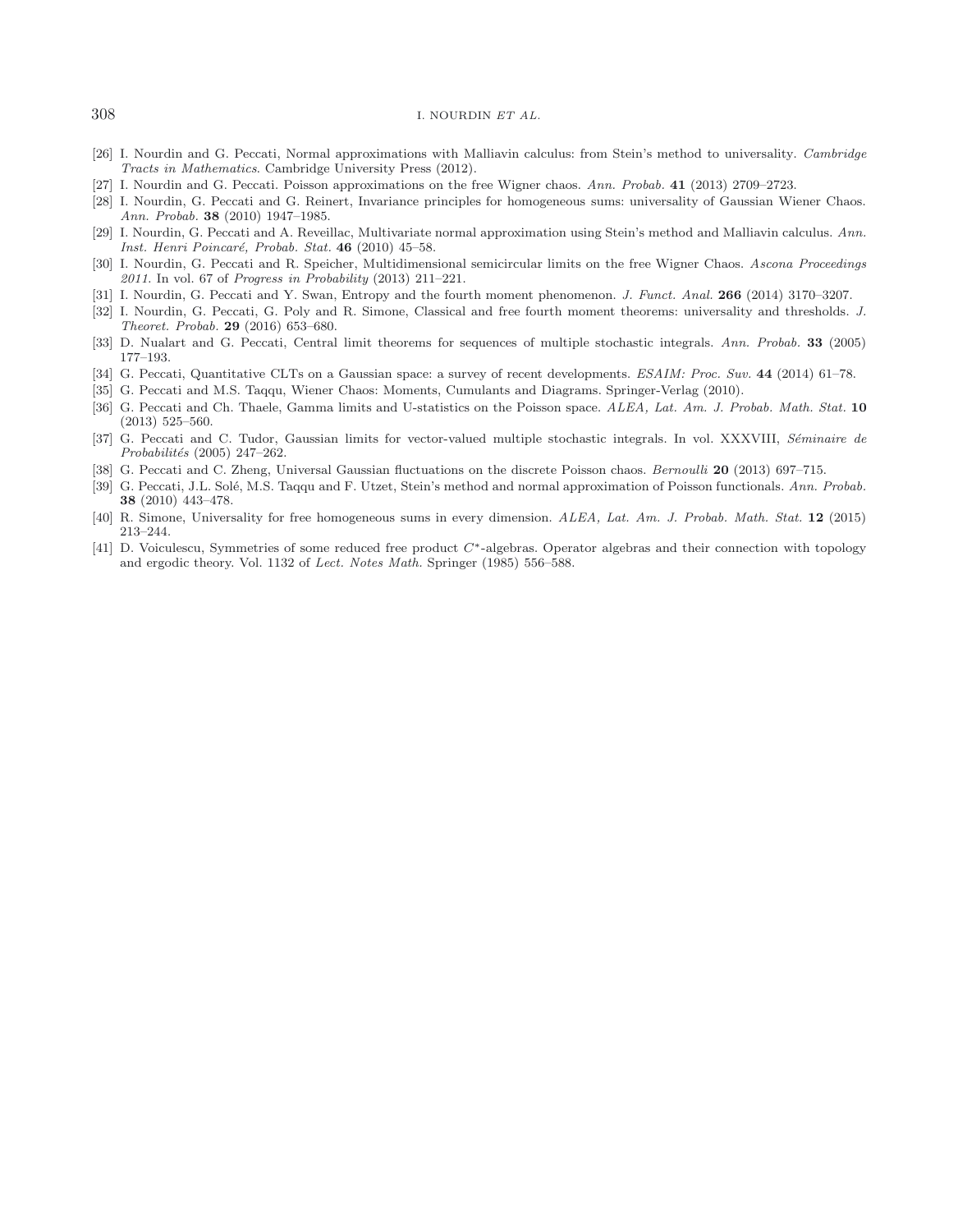[26] I. Nourdin and G. Peccati, Normal approximations with Malliavin calculus: from Stein's method to universality. *Cambridge Tracts in Mathematics*. Cambridge University Press (2012).

[27] I. Nourdin and G. Peccati. Poisson approximations on the free Wigner chaos. *Ann. Probab.* **41** (2013) 2709–2723.

[28] I. Nourdin, G. Peccati and G. Reinert, Invariance principles for homogeneous sums: universality of Gaussian Wiener Chaos. *Ann. Probab.* **38** (2010) 1947–1985.

[29] I. Nourdin, G. Peccati and A. Reveillac, Multivariate normal approximation using Stein's method and Malliavin calculus. *Ann. Inst. Henri Poincaré, Probab. Stat.* **46** (2010) 45–58.

[30] I. Nourdin, G. Peccati and R. Speicher, Multidimensional semicircular limits on the free Wigner Chaos. *Ascona Proceedings 2011.* In vol. 67 of *Progress in Probability* (2013) 211–221.

[31] I. Nourdin, G. Peccati and Y. Swan, Entropy and the fourth moment phenomenon. *J. Funct. Anal.* **266** (2014) 3170–3207.

[32] I. Nourdin, G. Peccati, G. Poly and R. Simone, Classical and free fourth moment theorems: universality and thresholds. *J. Theoret. Probab.* **29** (2016) 653–680.

[33] D. Nualart and G. Peccati, Central limit theorems for sequences of multiple stochastic integrals. *Ann. Probab.* **33** (2005) 177–193.

[34] G. Peccati, Quantitative CLTs on a Gaussian space: a survey of recent developments. *ESAIM: Proc. Suv.* **44** (2014) 61–78.

[35] G. Peccati and M.S. Taqqu, Wiener Chaos: Moments, Cumulants and Diagrams. Springer-Verlag (2010).

[36] G. Peccati and Ch. Thaele, Gamma limits and U-statistics on the Poisson space. *ALEA, Lat. Am. J. Probab. Math. Stat.* **10** (2013) 525–560.

[37] G. Peccati and C. Tudor, Gaussian limits for vector-valued multiple stochastic integrals. In vol. XXXVIII, *Séminaire de Probabilités* (2005) 247–262.

[38] G. Peccati and C. Zheng, Universal Gaussian fluctuations on the discrete Poisson chaos. *Bernoulli* **20** (2013) 697–715.

[39] G. Peccati, J.L. Solé, M.S. Taqqu and F. Utzet, Stein's method and normal approximation of Poisson functionals. *Ann. Probab.* **38** (2010) 443–478.

[40] R. Simone, Universality for free homogeneous sums in every dimension. *ALEA, Lat. Am. J. Probab. Math. Stat.* **12** (2015) 213–244.

[41] D. Voiculescu, Symmetries of some reduced free product $C^*$-algebras. Operator algebras and their connection with topology and ergodic theory. Vol. 1132 of *Lect. Notes Math.* Springer (1985) 556–588.